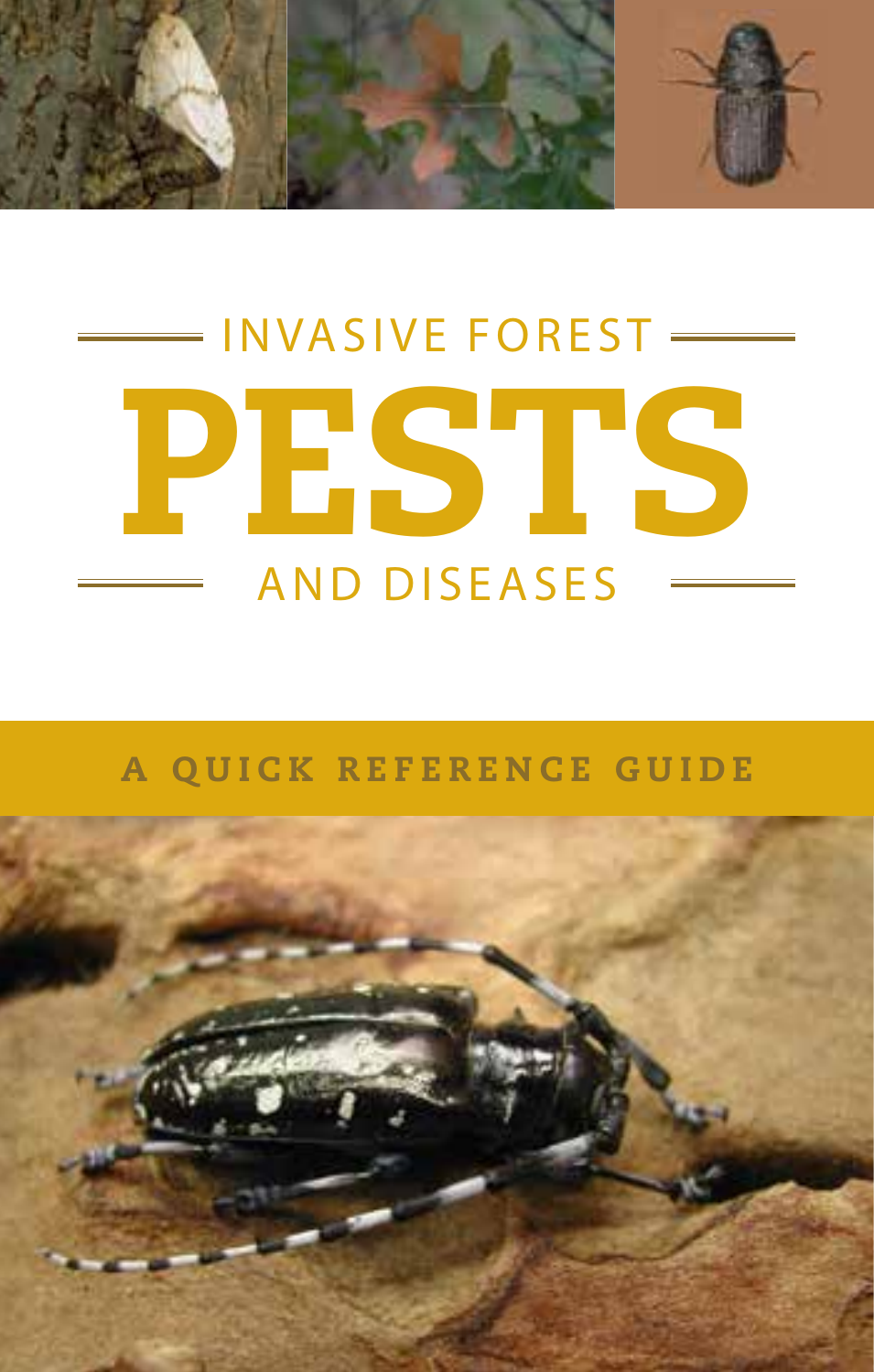# INVASIVE FOREST PESTS AND DISEASES

## A QUICK REFERENCE GUIDE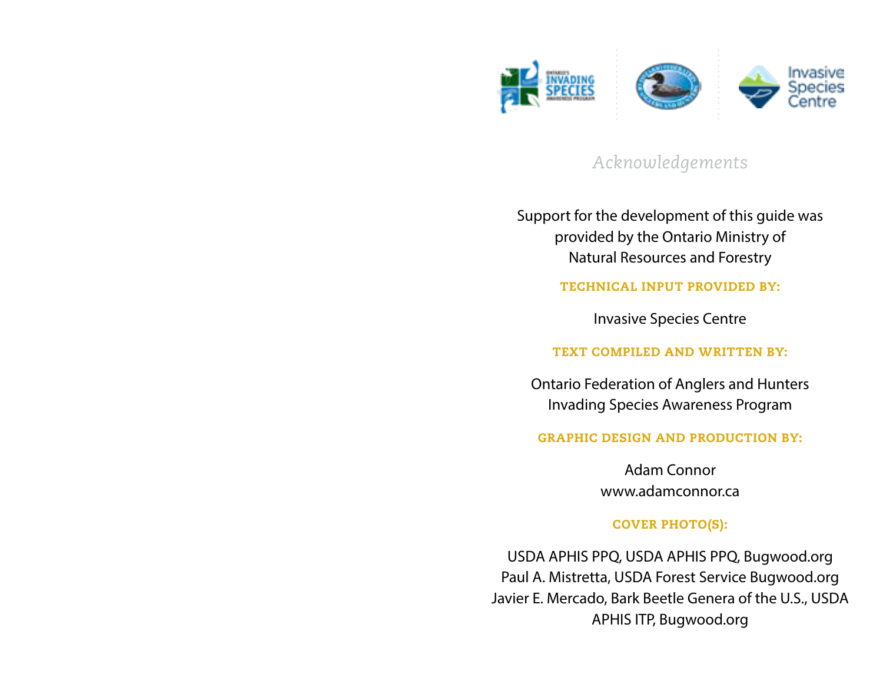# *Acknowledgements*

Support for the development of this guide was provided by the Ontario Ministry of Natural Resources and Forestry

**TECHNICAL INPUT PROVIDED BY:**

Invasive Species Centre

**TEXT COMPILED AND WRITTEN BY:**

Ontario Federation of Anglers and Hunters
Invading Species Awareness Program

**GRAPHIC DESIGN AND PRODUCTION BY:**

Adam Connor
www.adamconnor.ca

**COVER PHOTO(S):**

USDA APHIS PPQ, USDA APHIS PPQ, Bugwood.org
Paul A. Mistretta, USDA Forest Service Bugwood.org
Javier E. Mercado, Bark Beetle Genera of the U.S., USDA APHIS ITP, Bugwood.org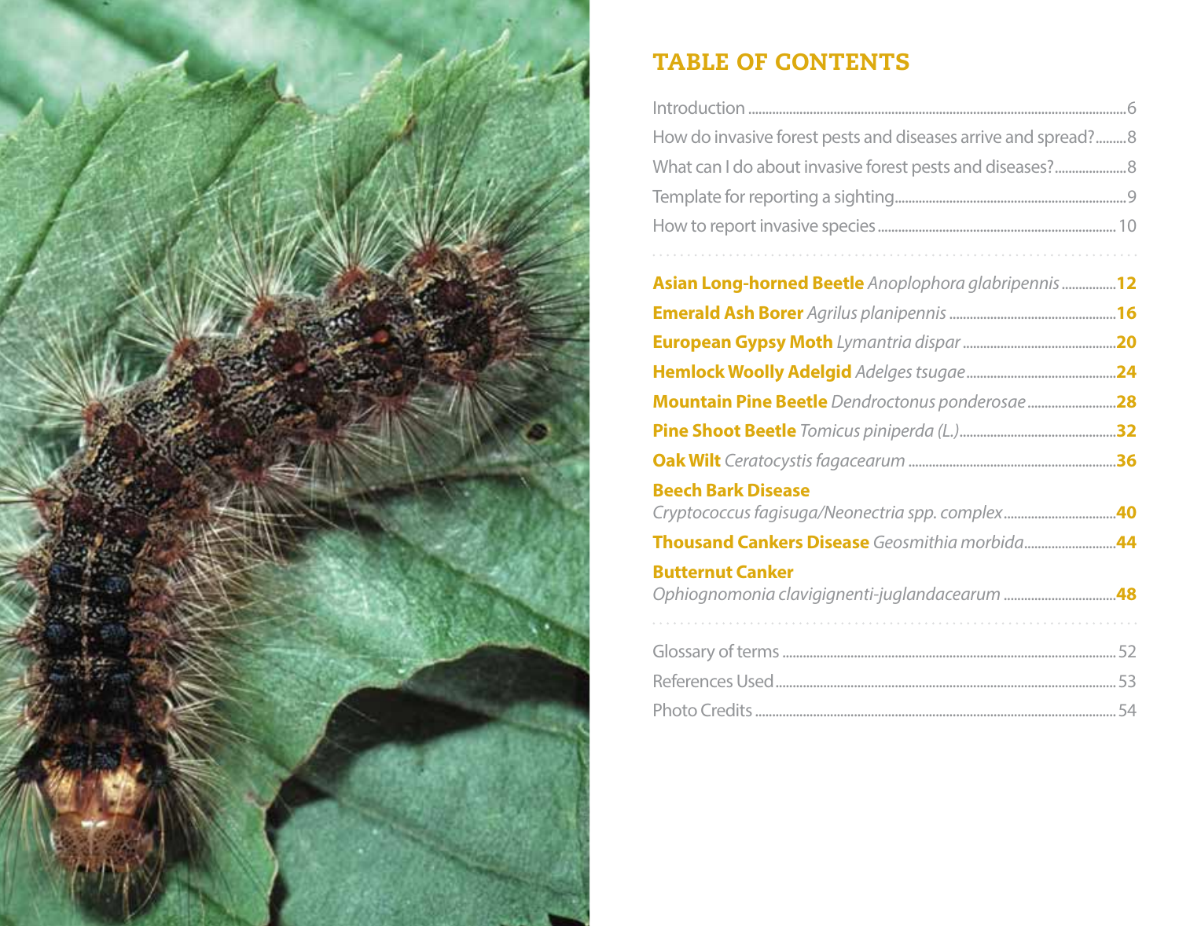# TABLE OF CONTENTS

Introduction ....... 6

How do invasive forest pests and diseases arrive and spread? ....... 8

What can I do about invasive forest pests and diseases? ....... 8

Template for reporting a sighting ....... 9

How to report invasive species ....... 10

**Asian Long-horned Beetle** *Anoplophora glabripennis* ....... **12**

**Emerald Ash Borer** *Agrilus planipennis* ....... **16**

**European Gypsy Moth** *Lymantria dispar* ....... **20**

**Hemlock Woolly Adelgid** *Adelges tsugae* ....... **24**

**Mountain Pine Beetle** *Dendroctonus ponderosae* ....... **28**

**Pine Shoot Beetle** *Tomicus piniperda (L.)* ....... **32**

**Oak Wilt** *Ceratocystis fagacearum* ....... **36**

**Beech Bark Disease**
*Cryptococcus fagisuga/Neonectria spp. complex* ....... **40**

**Thousand Cankers Disease** *Geosmithia morbida* ....... **44**

**Butternut Canker**
*Ophiognomonia clavigignenti-juglandacearum* ....... **48**

Glossary of terms ....... 52

References Used ....... 53

Photo Credits ....... 54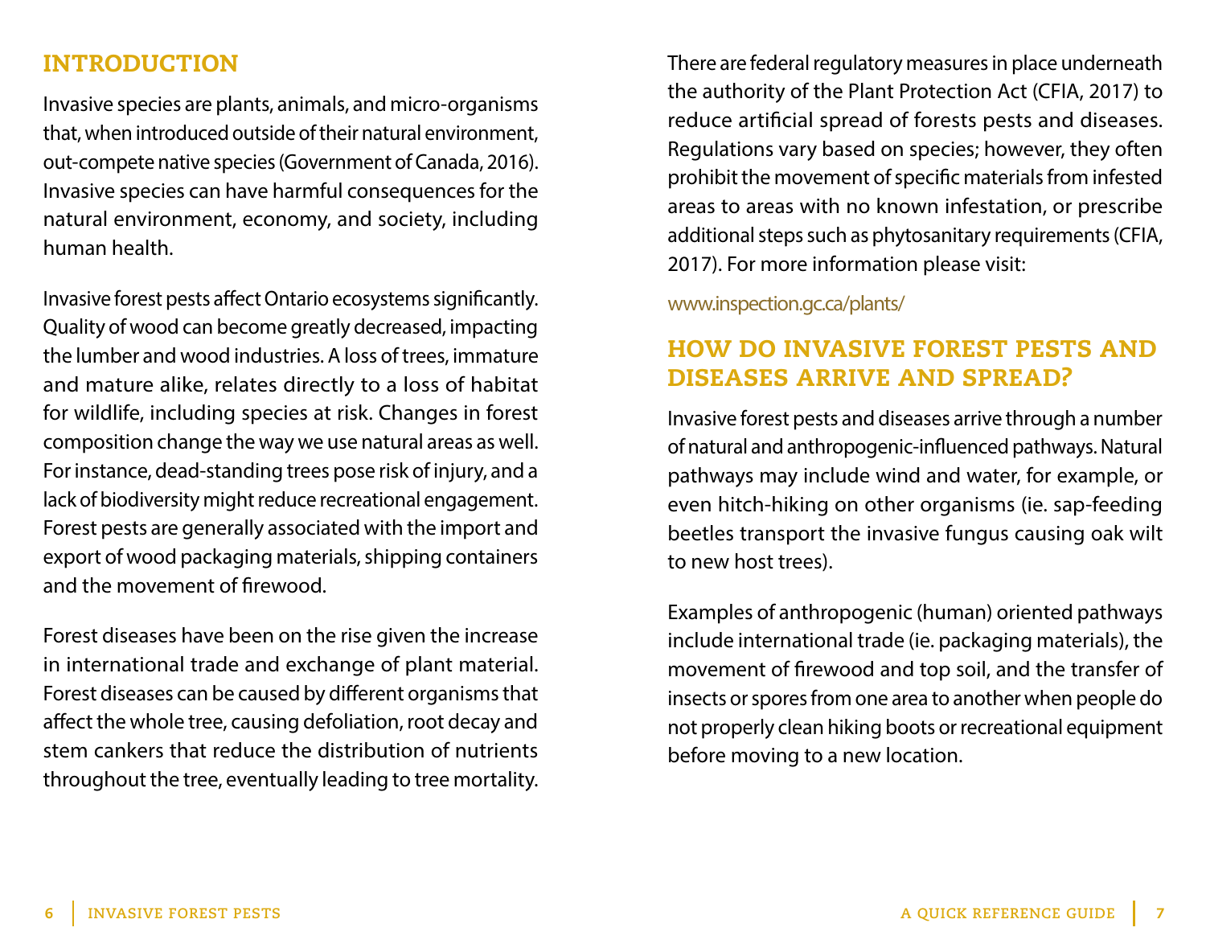## INTRODUCTION

Invasive species are plants, animals, and micro-organisms that, when introduced outside of their natural environment, out-compete native species (Government of Canada, 2016). Invasive species can have harmful consequences for the natural environment, economy, and society, including human health.

Invasive forest pests affect Ontario ecosystems significantly. Quality of wood can become greatly decreased, impacting the lumber and wood industries. A loss of trees, immature and mature alike, relates directly to a loss of habitat for wildlife, including species at risk. Changes in forest composition change the way we use natural areas as well. For instance, dead-standing trees pose risk of injury, and a lack of biodiversity might reduce recreational engagement. Forest pests are generally associated with the import and export of wood packaging materials, shipping containers and the movement of firewood.

Forest diseases have been on the rise given the increase in international trade and exchange of plant material. Forest diseases can be caused by different organisms that affect the whole tree, causing defoliation, root decay and stem cankers that reduce the distribution of nutrients throughout the tree, eventually leading to tree mortality.

There are federal regulatory measures in place underneath the authority of the Plant Protection Act (CFIA, 2017) to reduce artificial spread of forests pests and diseases. Regulations vary based on species; however, they often prohibit the movement of specific materials from infested areas to areas with no known infestation, or prescribe additional steps such as phytosanitary requirements (CFIA, 2017). For more information please visit:

www.inspection.gc.ca/plants/

## HOW DO INVASIVE FOREST PESTS AND DISEASES ARRIVE AND SPREAD?

Invasive forest pests and diseases arrive through a number of natural and anthropogenic-influenced pathways. Natural pathways may include wind and water, for example, or even hitch-hiking on other organisms (ie. sap-feeding beetles transport the invasive fungus causing oak wilt to new host trees).

Examples of anthropogenic (human) oriented pathways include international trade (ie. packaging materials), the movement of firewood and top soil, and the transfer of insects or spores from one area to another when people do not properly clean hiking boots or recreational equipment before moving to a new location.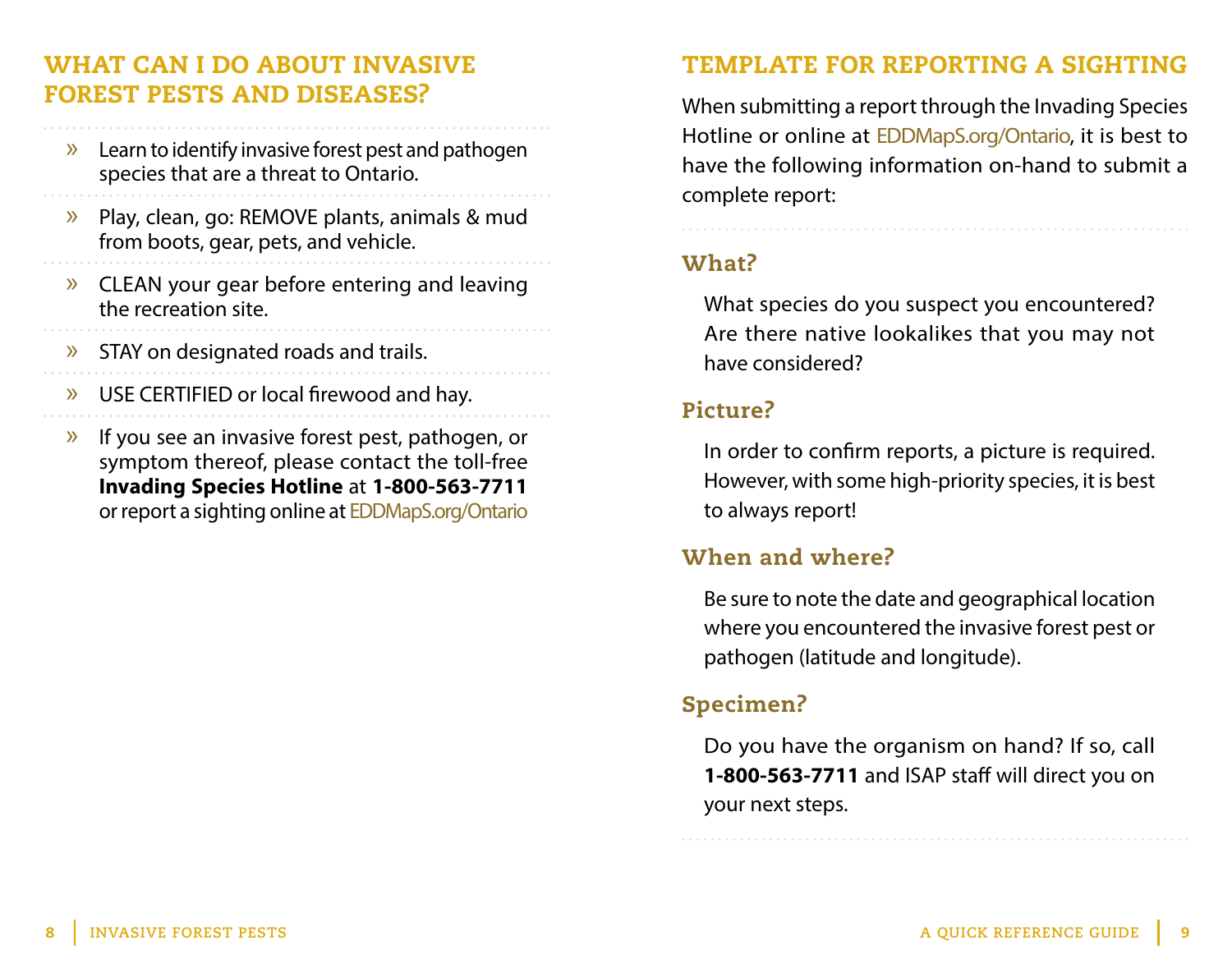## WHAT CAN I DO ABOUT INVASIVE FOREST PESTS AND DISEASES?

- Learn to identify invasive forest pest and pathogen species that are a threat to Ontario.
- Play, clean, go: REMOVE plants, animals & mud from boots, gear, pets, and vehicle.
- CLEAN your gear before entering and leaving the recreation site.
- STAY on designated roads and trails.
- USE CERTIFIED or local firewood and hay.
- If you see an invasive forest pest, pathogen, or symptom thereof, please contact the toll-free **Invading Species Hotline** at **1-800-563-7711** or report a sighting online at EDDMapS.org/Ontario

## TEMPLATE FOR REPORTING A SIGHTING

When submitting a report through the Invading Species Hotline or online at EDDMapS.org/Ontario, it is best to have the following information on-hand to submit a complete report:

### What?

What species do you suspect you encountered? Are there native lookalikes that you may not have considered?

### Picture?

In order to confirm reports, a picture is required. However, with some high-priority species, it is best to always report!

### When and where?

Be sure to note the date and geographical location where you encountered the invasive forest pest or pathogen (latitude and longitude).

### Specimen?

Do you have the organism on hand? If so, call **1-800-563-7711** and ISAP staff will direct you on your next steps.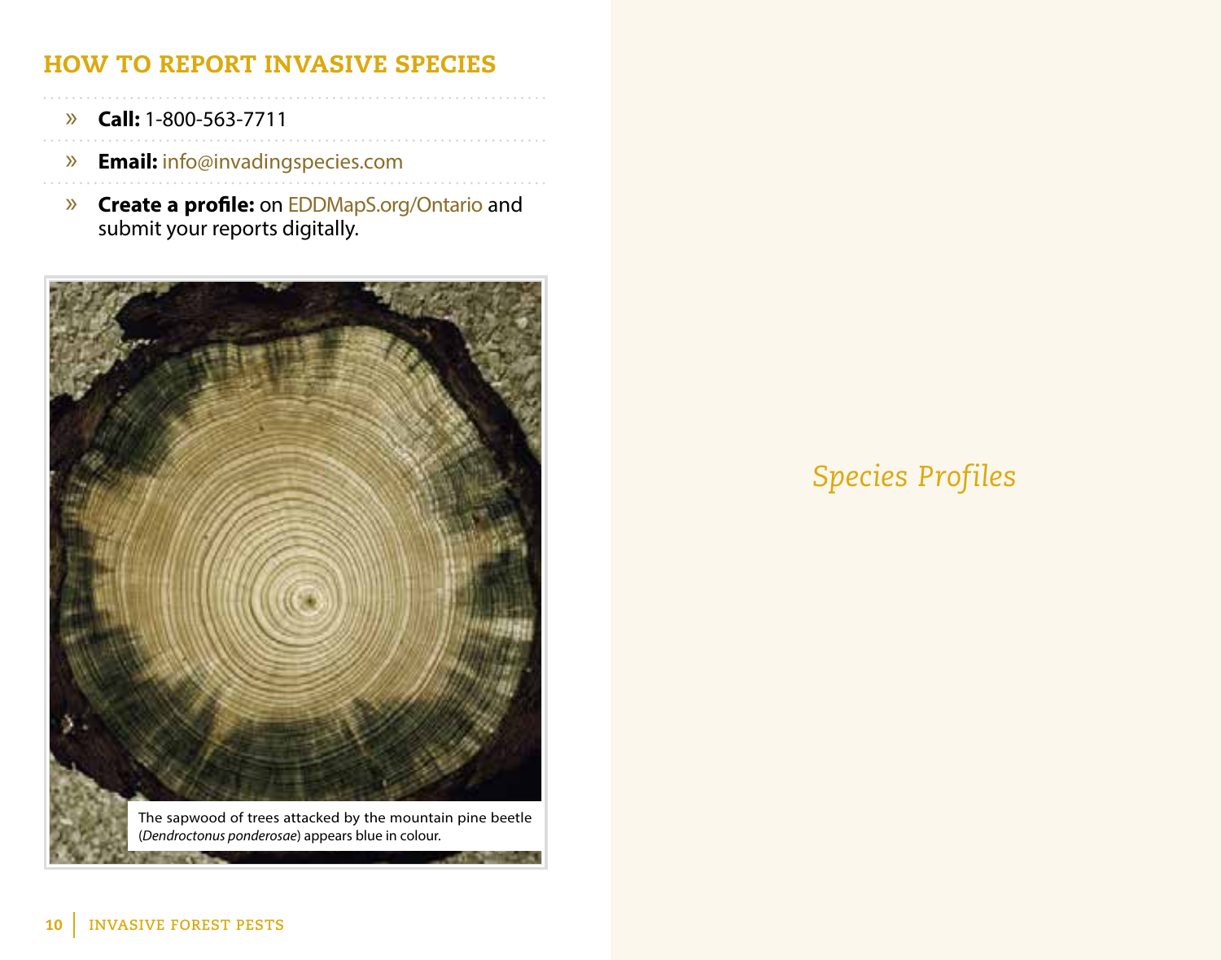## HOW TO REPORT INVASIVE SPECIES

- **Call:** 1-800-563-7711
- **Email:** info@invadingspecies.com
- **Create a profile:** on EDDMapS.org/Ontario and submit your reports digitally.

The sapwood of trees attacked by the mountain pine beetle (*Dendroctonus ponderosae*) appears blue in colour.

# *Species Profiles*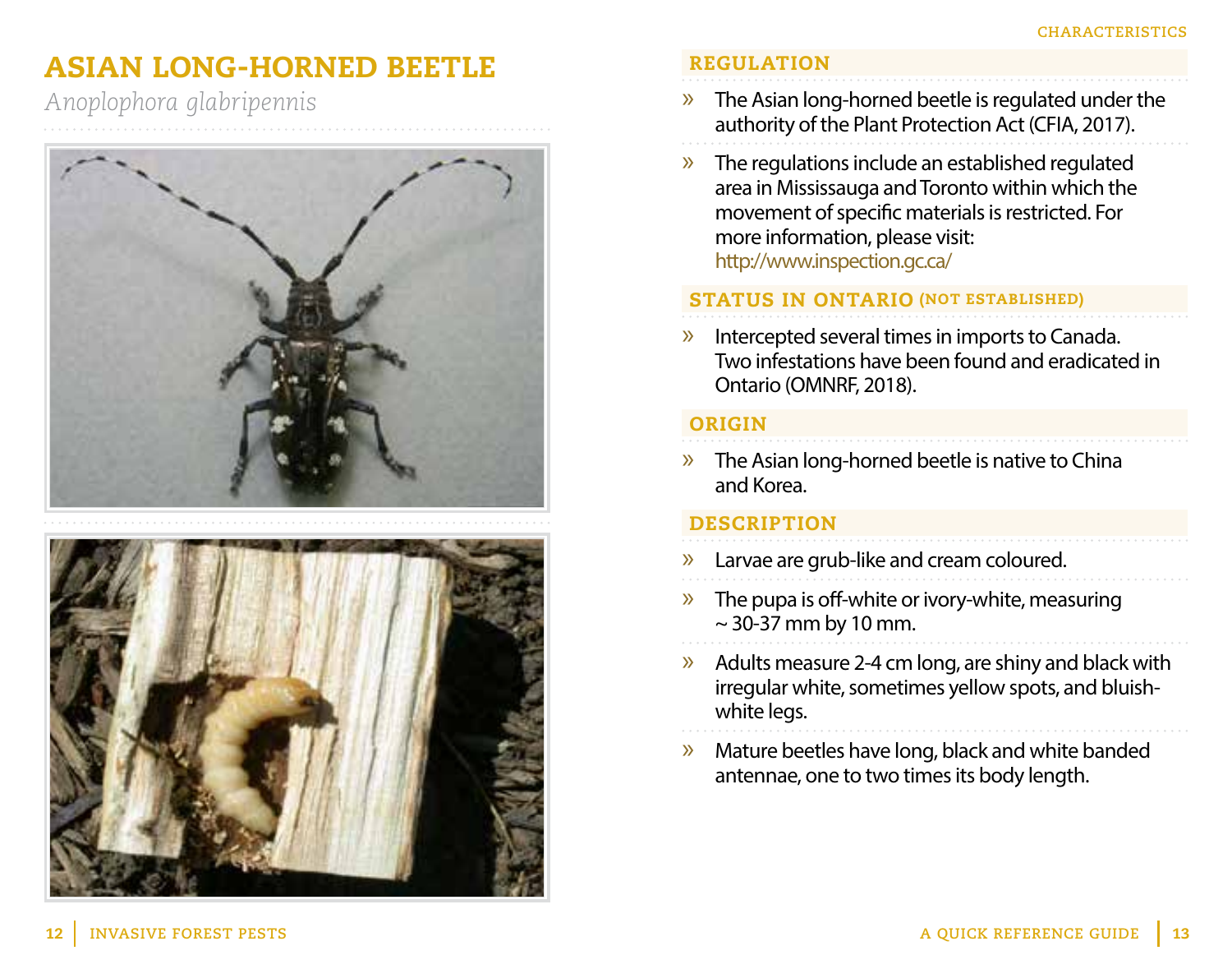# ASIAN LONG-HORNED BEETLE

*Anoplophora glabripennis*

## REGULATION

- The Asian long-horned beetle is regulated under the authority of the Plant Protection Act (CFIA, 2017).
- The regulations include an established regulated area in Mississauga and Toronto within which the movement of specific materials is restricted. For more information, please visit: http://www.inspection.gc.ca/

## STATUS IN ONTARIO (NOT ESTABLISHED)

- Intercepted several times in imports to Canada. Two infestations have been found and eradicated in Ontario (OMNRF, 2018).

## ORIGIN

- The Asian long-horned beetle is native to China and Korea.

## DESCRIPTION

- Larvae are grub-like and cream coloured.
- The pupa is off-white or ivory-white, measuring ~ 30-37 mm by 10 mm.
- Adults measure 2-4 cm long, are shiny and black with irregular white, sometimes yellow spots, and bluish-white legs.
- Mature beetles have long, black and white banded antennae, one to two times its body length.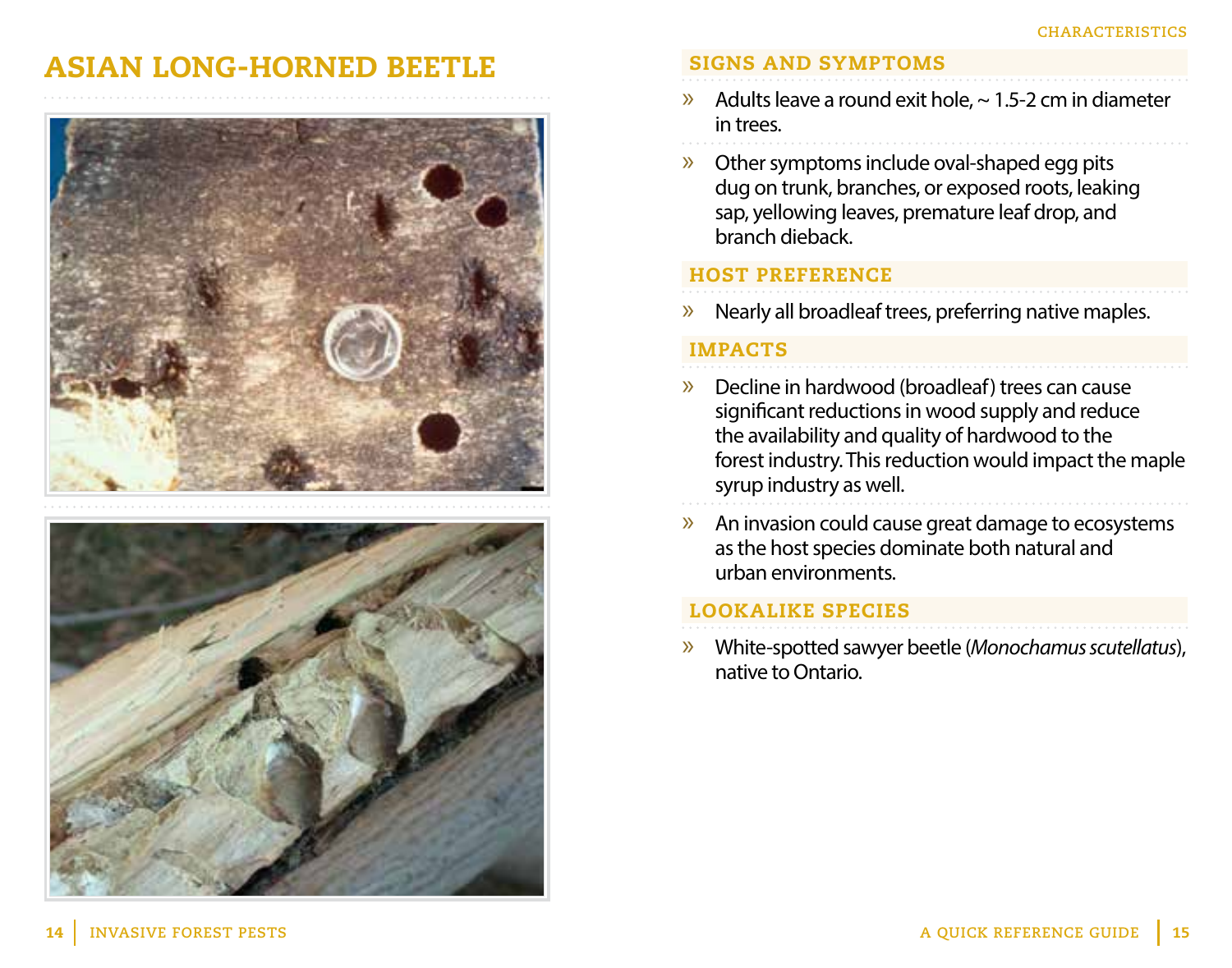# ASIAN LONG-HORNED BEETLE

## SIGNS AND SYMPTOMS

- Adults leave a round exit hole, ~ 1.5-2 cm in diameter in trees.
- Other symptoms include oval-shaped egg pits dug on trunk, branches, or exposed roots, leaking sap, yellowing leaves, premature leaf drop, and branch dieback.

## HOST PREFERENCE

- Nearly all broadleaf trees, preferring native maples.

## IMPACTS

- Decline in hardwood (broadleaf) trees can cause significant reductions in wood supply and reduce the availability and quality of hardwood to the forest industry. This reduction would impact the maple syrup industry as well.
- An invasion could cause great damage to ecosystems as the host species dominate both natural and urban environments.

## LOOKALIKE SPECIES

- White-spotted sawyer beetle (*Monochamus scutellatus*), native to Ontario.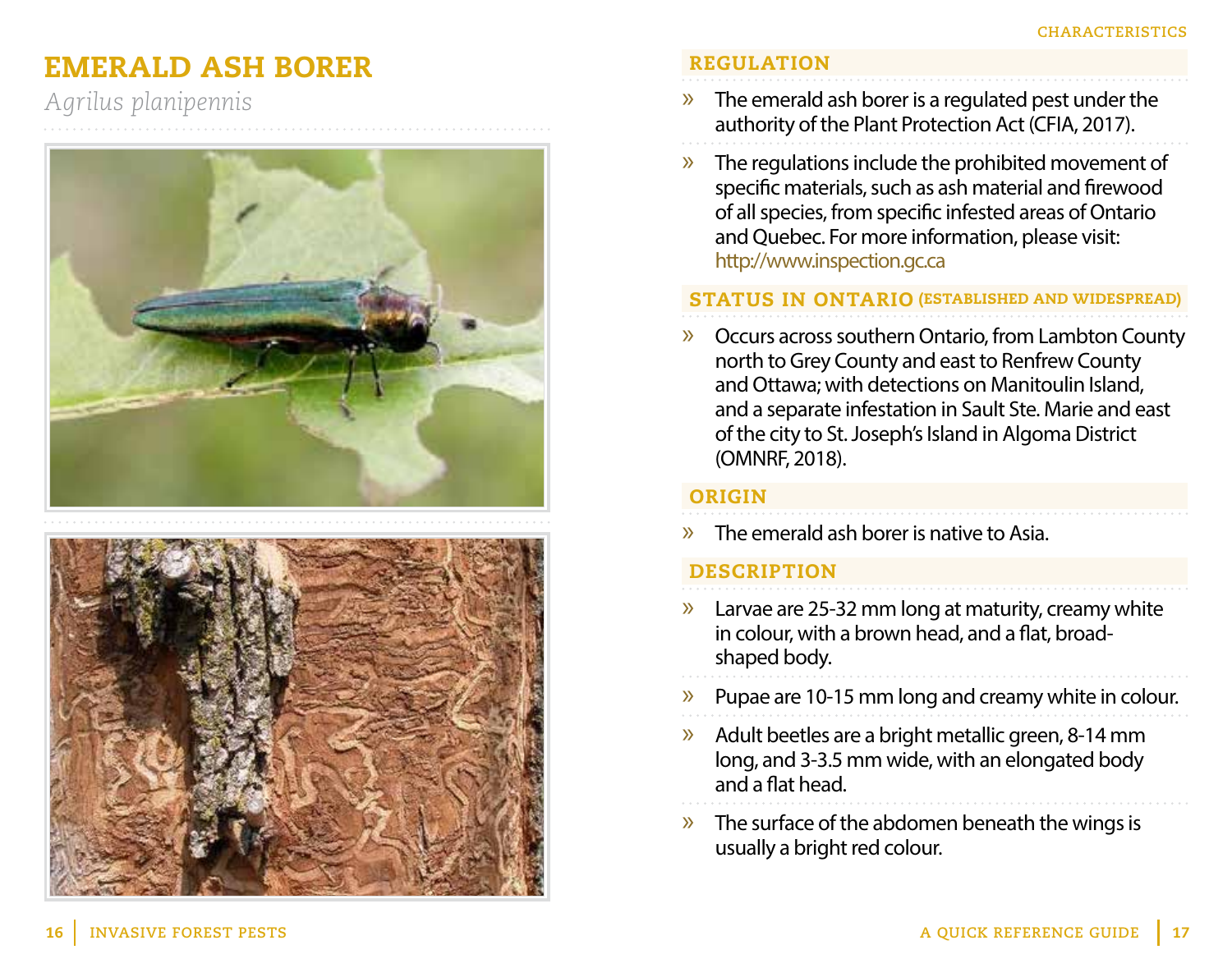# EMERALD ASH BORER

*Agrilus planipennis*

## REGULATION

- The emerald ash borer is a regulated pest under the authority of the Plant Protection Act (CFIA, 2017).
- The regulations include the prohibited movement of specific materials, such as ash material and firewood of all species, from specific infested areas of Ontario and Quebec. For more information, please visit: http://www.inspection.gc.ca

## STATUS IN ONTARIO (ESTABLISHED AND WIDESPREAD)

- Occurs across southern Ontario, from Lambton County north to Grey County and east to Renfrew County and Ottawa; with detections on Manitoulin Island, and a separate infestation in Sault Ste. Marie and east of the city to St. Joseph's Island in Algoma District (OMNRF, 2018).

## ORIGIN

- The emerald ash borer is native to Asia.

## DESCRIPTION

- Larvae are 25-32 mm long at maturity, creamy white in colour, with a brown head, and a flat, broad-shaped body.
- Pupae are 10-15 mm long and creamy white in colour.
- Adult beetles are a bright metallic green, 8-14 mm long, and 3-3.5 mm wide, with an elongated body and a flat head.
- The surface of the abdomen beneath the wings is usually a bright red colour.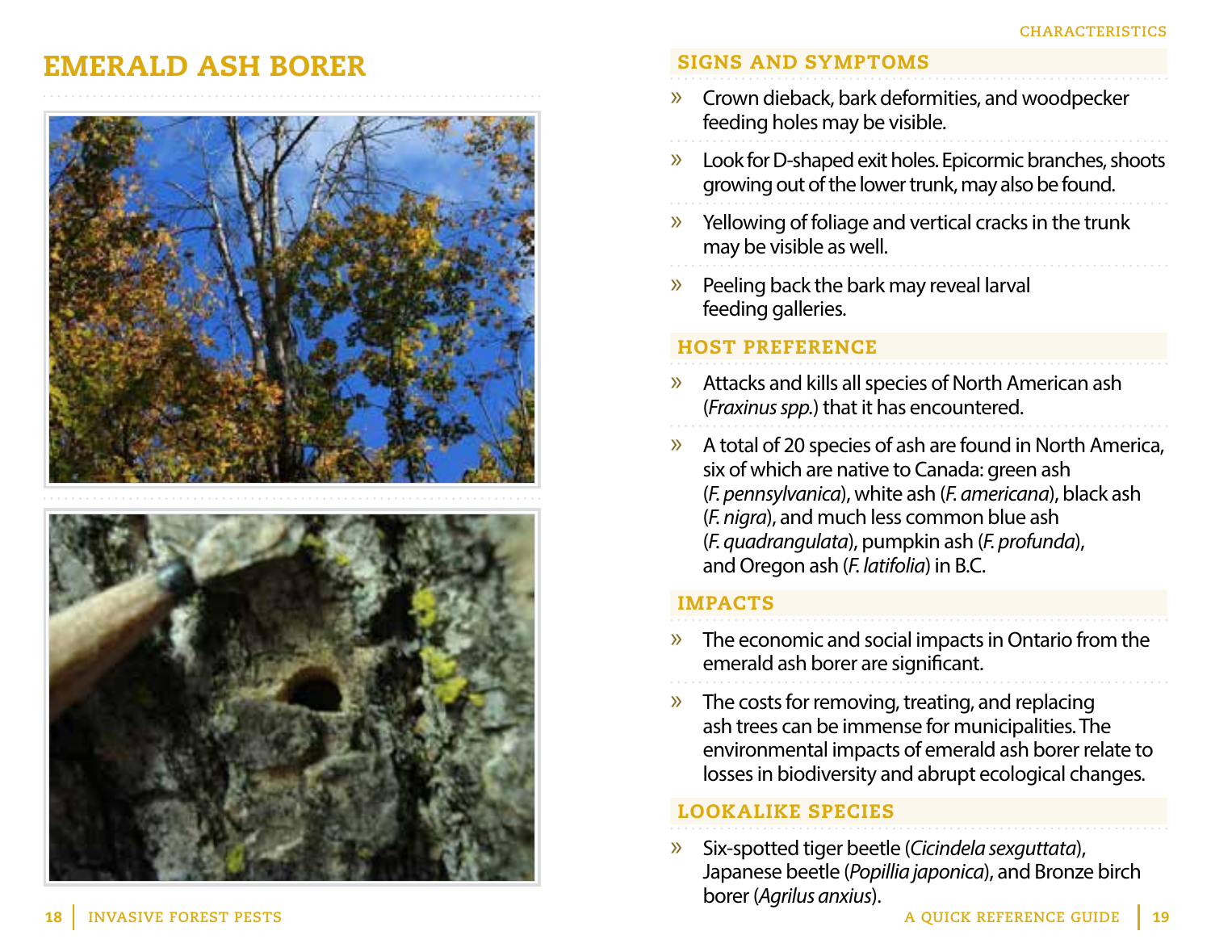# EMERALD ASH BORER

## SIGNS AND SYMPTOMS

- Crown dieback, bark deformities, and woodpecker feeding holes may be visible.
- Look for D-shaped exit holes. Epicormic branches, shoots growing out of the lower trunk, may also be found.
- Yellowing of foliage and vertical cracks in the trunk may be visible as well.
- Peeling back the bark may reveal larval feeding galleries.

## HOST PREFERENCE

- Attacks and kills all species of North American ash (*Fraxinus spp.*) that it has encountered.
- A total of 20 species of ash are found in North America, six of which are native to Canada: green ash (*F. pennsylvanica*), white ash (*F. americana*), black ash (*F. nigra*), and much less common blue ash (*F. quadrangulata*), pumpkin ash (*F. profunda*), and Oregon ash (*F. latifolia*) in B.C.

## IMPACTS

- The economic and social impacts in Ontario from the emerald ash borer are significant.
- The costs for removing, treating, and replacing ash trees can be immense for municipalities. The environmental impacts of emerald ash borer relate to losses in biodiversity and abrupt ecological changes.

## LOOKALIKE SPECIES

- Six-spotted tiger beetle (*Cicindela sexguttata*), Japanese beetle (*Popillia japonica*), and Bronze birch borer (*Agrilus anxius*).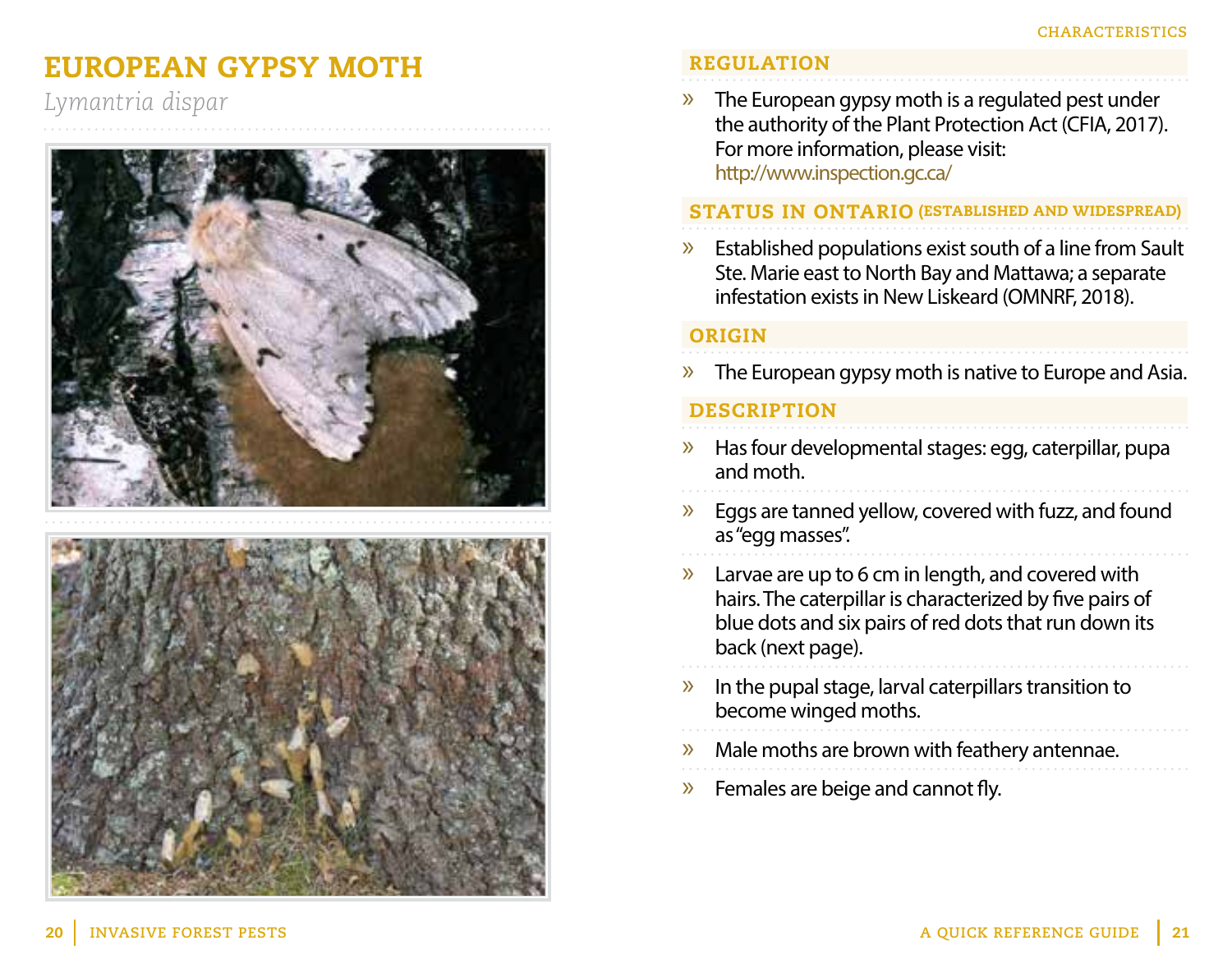# EUROPEAN GYPSY MOTH

*Lymantria dispar*

## REGULATION

- The European gypsy moth is a regulated pest under the authority of the Plant Protection Act (CFIA, 2017). For more information, please visit: http://www.inspection.gc.ca/

## STATUS IN ONTARIO (ESTABLISHED AND WIDESPREAD)

- Established populations exist south of a line from Sault Ste. Marie east to North Bay and Mattawa; a separate infestation exists in New Liskeard (OMNRF, 2018).

## ORIGIN

- The European gypsy moth is native to Europe and Asia.

## DESCRIPTION

- Has four developmental stages: egg, caterpillar, pupa and moth.
- Eggs are tanned yellow, covered with fuzz, and found as "egg masses".
- Larvae are up to 6 cm in length, and covered with hairs. The caterpillar is characterized by five pairs of blue dots and six pairs of red dots that run down its back (next page).
- In the pupal stage, larval caterpillars transition to become winged moths.
- Male moths are brown with feathery antennae.
- Females are beige and cannot fly.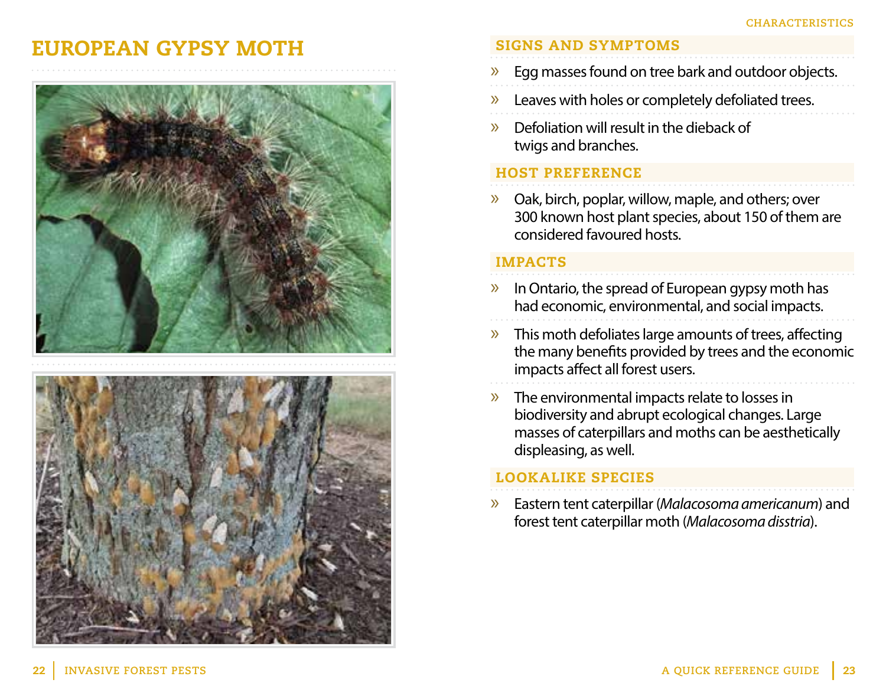# EUROPEAN GYPSY MOTH

CHARACTERISTICS

## SIGNS AND SYMPTOMS

- Egg masses found on tree bark and outdoor objects.
- Leaves with holes or completely defoliated trees.
- Defoliation will result in the dieback of twigs and branches.

## HOST PREFERENCE

- Oak, birch, poplar, willow, maple, and others; over 300 known host plant species, about 150 of them are considered favoured hosts.

## IMPACTS

- In Ontario, the spread of European gypsy moth has had economic, environmental, and social impacts.
- This moth defoliates large amounts of trees, affecting the many benefits provided by trees and the economic impacts affect all forest users.
- The environmental impacts relate to losses in biodiversity and abrupt ecological changes. Large masses of caterpillars and moths can be aesthetically displeasing, as well.

## LOOKALIKE SPECIES

- Eastern tent caterpillar (*Malacosoma americanum*) and forest tent caterpillar moth (*Malacosoma disstria*).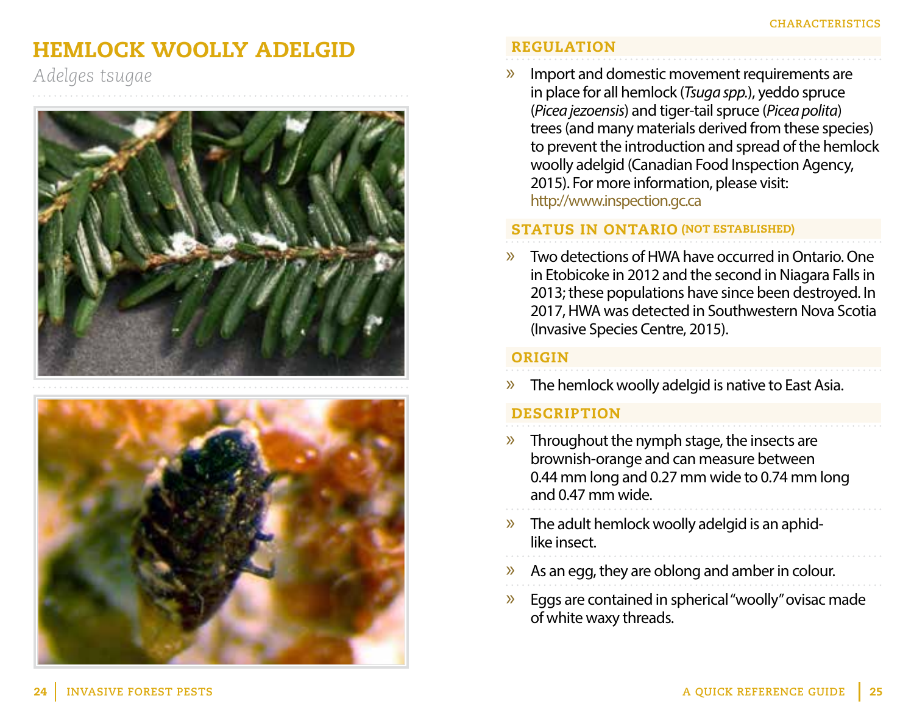# HEMLOCK WOOLLY ADELGID

*Adelges tsugae*

## REGULATION

- Import and domestic movement requirements are in place for all hemlock (*Tsuga spp.*), yeddo spruce (*Picea jezoensis*) and tiger-tail spruce (*Picea polita*) trees (and many materials derived from these species) to prevent the introduction and spread of the hemlock woolly adelgid (Canadian Food Inspection Agency, 2015). For more information, please visit: http://www.inspection.gc.ca

## STATUS IN ONTARIO (NOT ESTABLISHED)

- Two detections of HWA have occurred in Ontario. One in Etobicoke in 2012 and the second in Niagara Falls in 2013; these populations have since been destroyed. In 2017, HWA was detected in Southwestern Nova Scotia (Invasive Species Centre, 2015).

## ORIGIN

- The hemlock woolly adelgid is native to East Asia.

## DESCRIPTION

- Throughout the nymph stage, the insects are brownish-orange and can measure between 0.44 mm long and 0.27 mm wide to 0.74 mm long and 0.47 mm wide.
- The adult hemlock woolly adelgid is an aphid-like insect.
- As an egg, they are oblong and amber in colour.
- Eggs are contained in spherical "woolly" ovisac made of white waxy threads.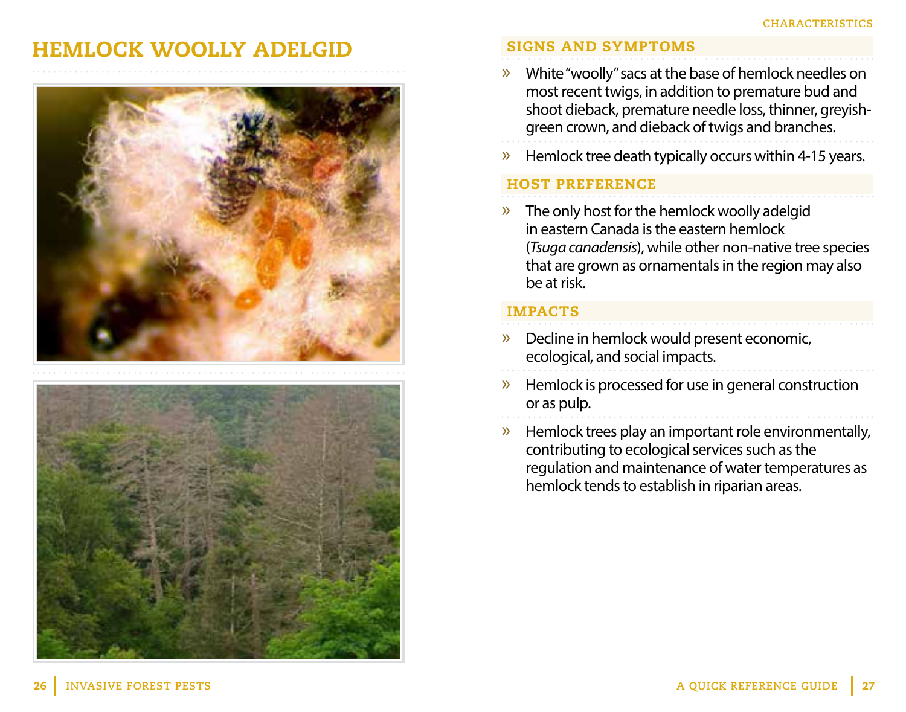# HEMLOCK WOOLLY ADELGID

## SIGNS AND SYMPTOMS

» White "woolly" sacs at the base of hemlock needles on most recent twigs, in addition to premature bud and shoot dieback, premature needle loss, thinner, greyish-green crown, and dieback of twigs and branches.

» Hemlock tree death typically occurs within 4-15 years.

## HOST PREFERENCE

» The only host for the hemlock woolly adelgid in eastern Canada is the eastern hemlock (*Tsuga canadensis*), while other non-native tree species that are grown as ornamentals in the region may also be at risk.

## IMPACTS

» Decline in hemlock would present economic, ecological, and social impacts.

» Hemlock is processed for use in general construction or as pulp.

» Hemlock trees play an important role environmentally, contributing to ecological services such as the regulation and maintenance of water temperatures as hemlock tends to establish in riparian areas.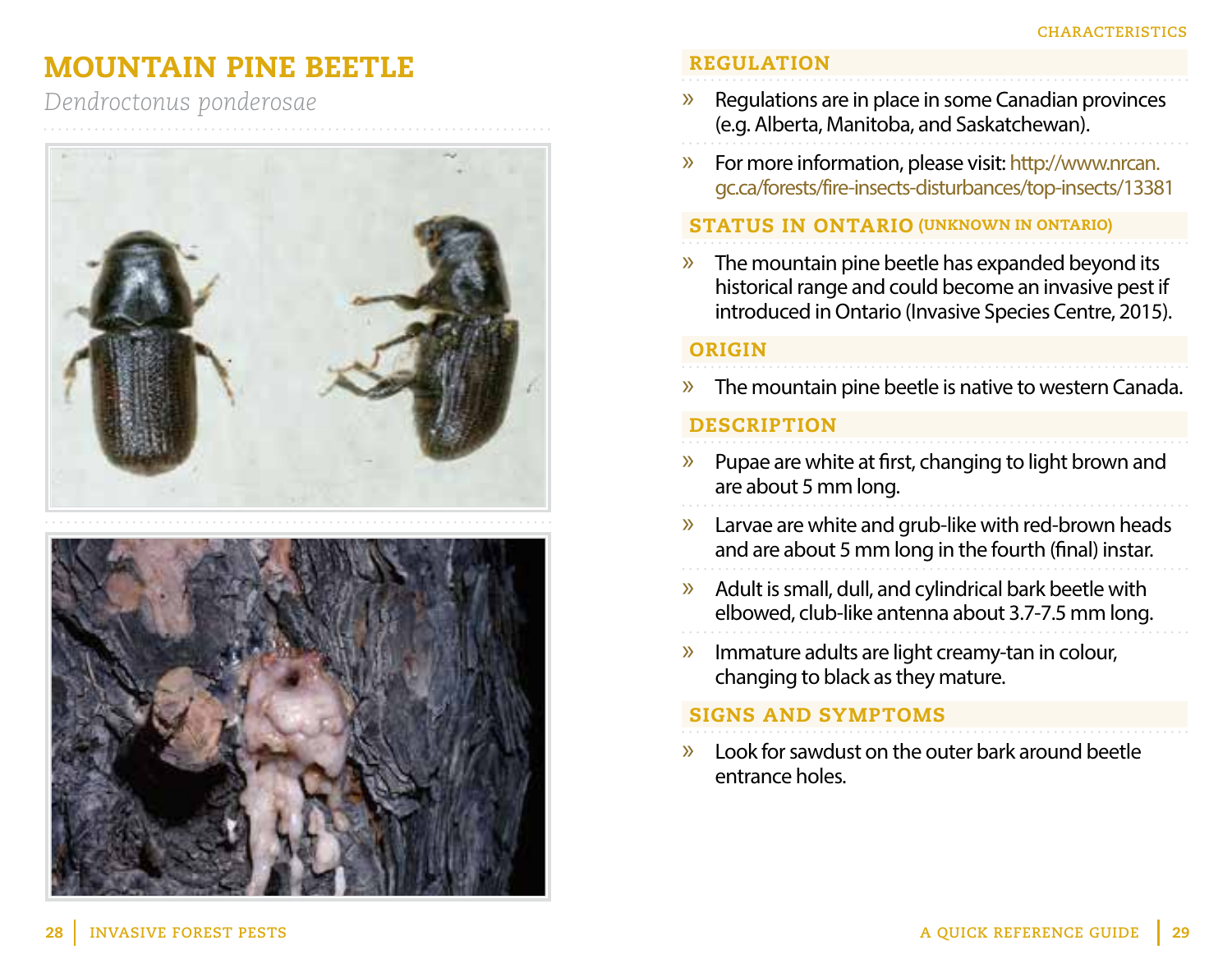# MOUNTAIN PINE BEETLE

*Dendroctonus ponderosae*

## REGULATION

- Regulations are in place in some Canadian provinces (e.g. Alberta, Manitoba, and Saskatchewan).
- For more information, please visit: http://www.nrcan.gc.ca/forests/fire-insects-disturbances/top-insects/13381

## STATUS IN ONTARIO (UNKNOWN IN ONTARIO)

- The mountain pine beetle has expanded beyond its historical range and could become an invasive pest if introduced in Ontario (Invasive Species Centre, 2015).

## ORIGIN

- The mountain pine beetle is native to western Canada.

## DESCRIPTION

- Pupae are white at first, changing to light brown and are about 5 mm long.
- Larvae are white and grub-like with red-brown heads and are about 5 mm long in the fourth (final) instar.
- Adult is small, dull, and cylindrical bark beetle with elbowed, club-like antenna about 3.7-7.5 mm long.
- Immature adults are light creamy-tan in colour, changing to black as they mature.

## SIGNS AND SYMPTOMS

- Look for sawdust on the outer bark around beetle entrance holes.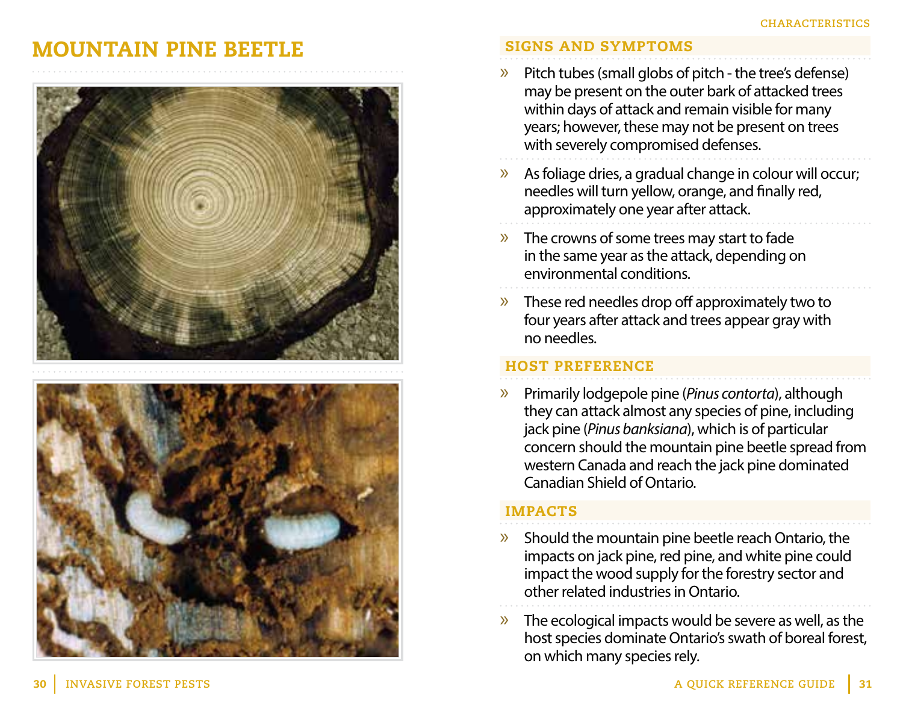# MOUNTAIN PINE BEETLE

## SIGNS AND SYMPTOMS

- Pitch tubes (small globs of pitch - the tree's defense) may be present on the outer bark of attacked trees within days of attack and remain visible for many years; however, these may not be present on trees with severely compromised defenses.
- As foliage dries, a gradual change in colour will occur; needles will turn yellow, orange, and finally red, approximately one year after attack.
- The crowns of some trees may start to fade in the same year as the attack, depending on environmental conditions.
- These red needles drop off approximately two to four years after attack and trees appear gray with no needles.

## HOST PREFERENCE

- Primarily lodgepole pine (*Pinus contorta*), although they can attack almost any species of pine, including jack pine (*Pinus banksiana*), which is of particular concern should the mountain pine beetle spread from western Canada and reach the jack pine dominated Canadian Shield of Ontario.

## IMPACTS

- Should the mountain pine beetle reach Ontario, the impacts on jack pine, red pine, and white pine could impact the wood supply for the forestry sector and other related industries in Ontario.
- The ecological impacts would be severe as well, as the host species dominate Ontario's swath of boreal forest, on which many species rely.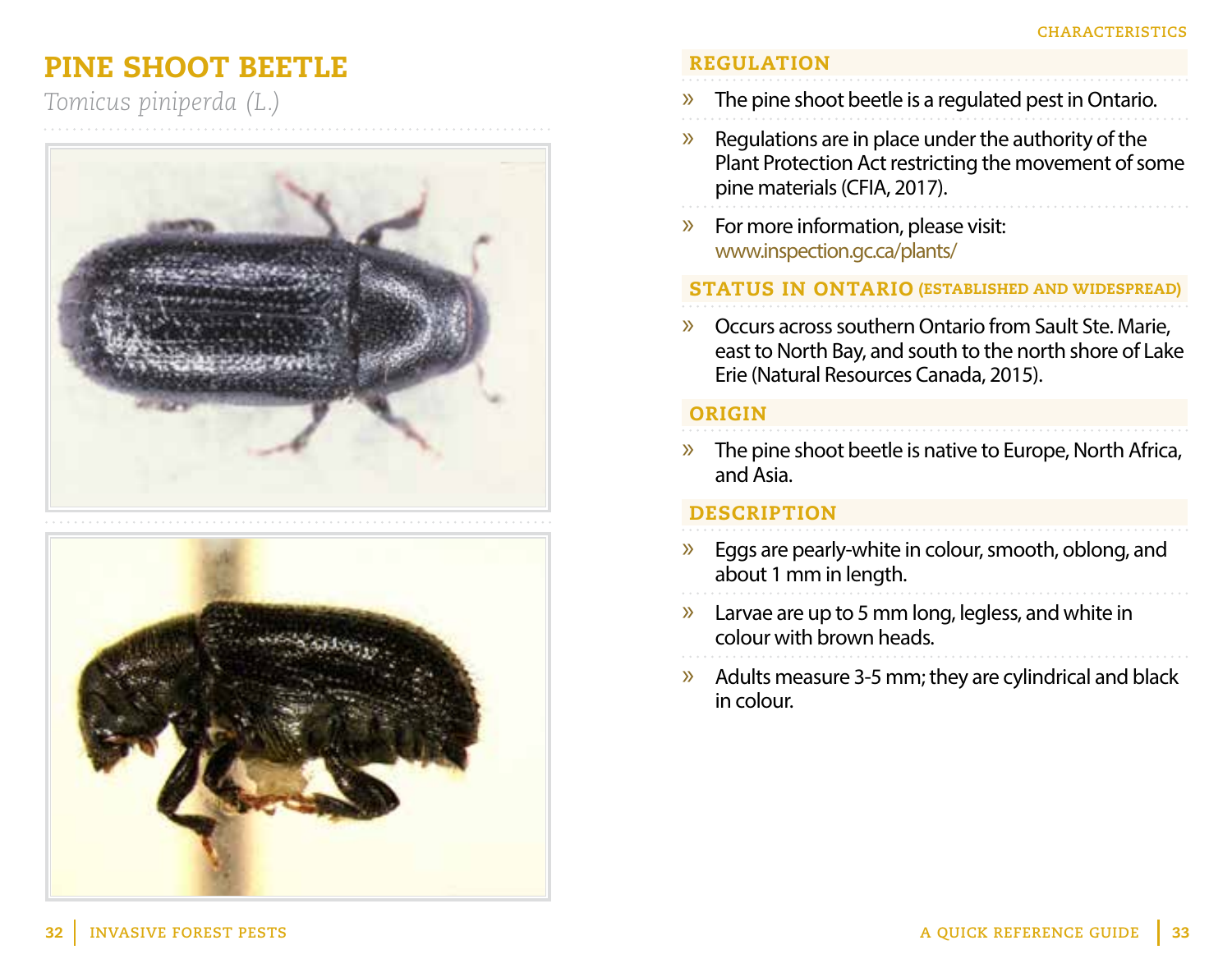# PINE SHOOT BEETLE

*Tomicus piniperda (L.)*

CHARACTERISTICS

## REGULATION

» The pine shoot beetle is a regulated pest in Ontario.

» Regulations are in place under the authority of the Plant Protection Act restricting the movement of some pine materials (CFIA, 2017).

» For more information, please visit: www.inspection.gc.ca/plants/

## STATUS IN ONTARIO (ESTABLISHED AND WIDESPREAD)

» Occurs across southern Ontario from Sault Ste. Marie, east to North Bay, and south to the north shore of Lake Erie (Natural Resources Canada, 2015).

## ORIGIN

» The pine shoot beetle is native to Europe, North Africa, and Asia.

## DESCRIPTION

» Eggs are pearly-white in colour, smooth, oblong, and about 1 mm in length.

» Larvae are up to 5 mm long, legless, and white in colour with brown heads.

» Adults measure 3-5 mm; they are cylindrical and black in colour.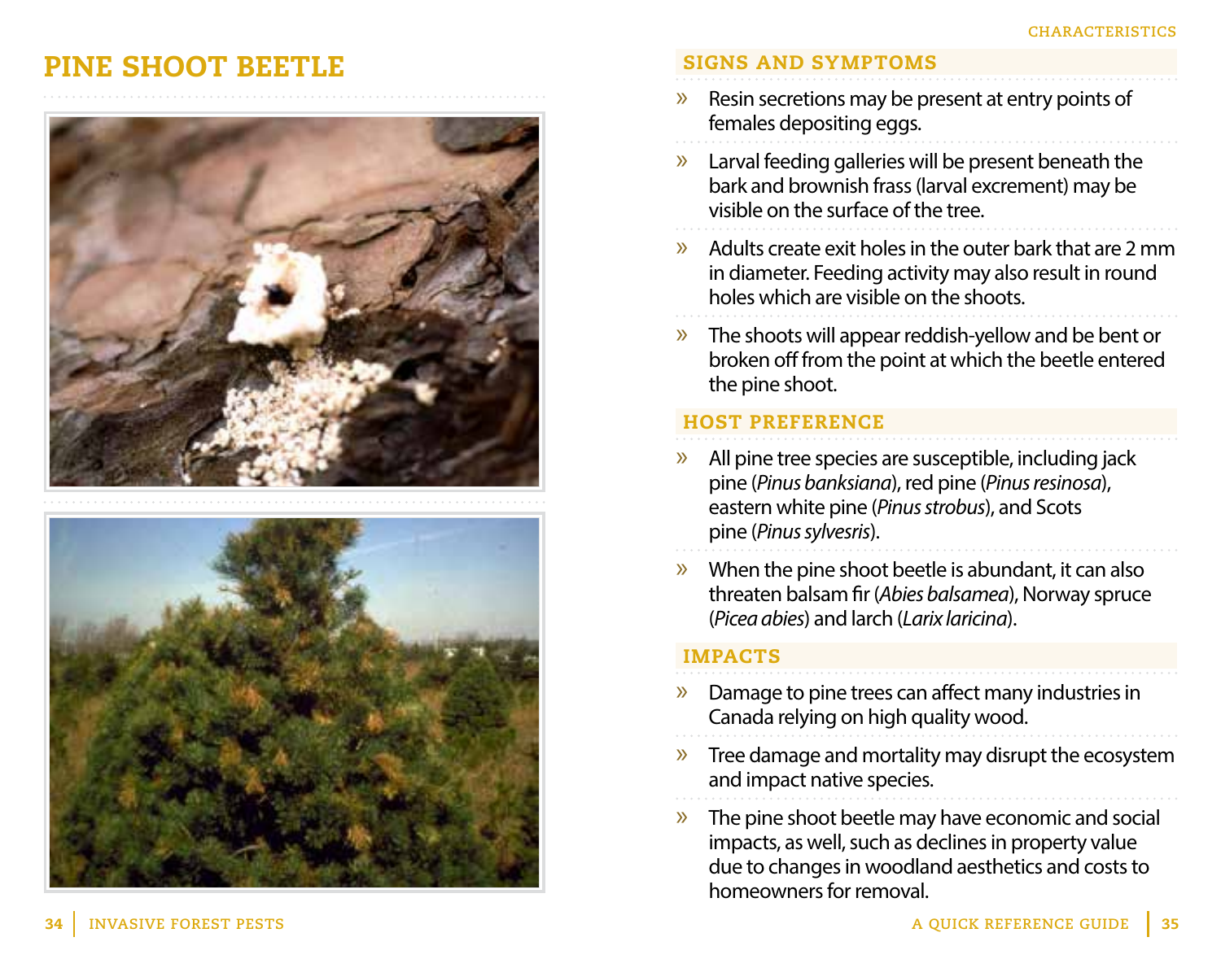# PINE SHOOT BEETLE

## SIGNS AND SYMPTOMS

- Resin secretions may be present at entry points of females depositing eggs.
- Larval feeding galleries will be present beneath the bark and brownish frass (larval excrement) may be visible on the surface of the tree.
- Adults create exit holes in the outer bark that are 2 mm in diameter. Feeding activity may also result in round holes which are visible on the shoots.
- The shoots will appear reddish-yellow and be bent or broken off from the point at which the beetle entered the pine shoot.

## HOST PREFERENCE

- All pine tree species are susceptible, including jack pine (*Pinus banksiana*), red pine (*Pinus resinosa*), eastern white pine (*Pinus strobus*), and Scots pine (*Pinus sylvesris*).
- When the pine shoot beetle is abundant, it can also threaten balsam fir (*Abies balsamea*), Norway spruce (*Picea abies*) and larch (*Larix laricina*).

## IMPACTS

- Damage to pine trees can affect many industries in Canada relying on high quality wood.
- Tree damage and mortality may disrupt the ecosystem and impact native species.
- The pine shoot beetle may have economic and social impacts, as well, such as declines in property value due to changes in woodland aesthetics and costs to homeowners for removal.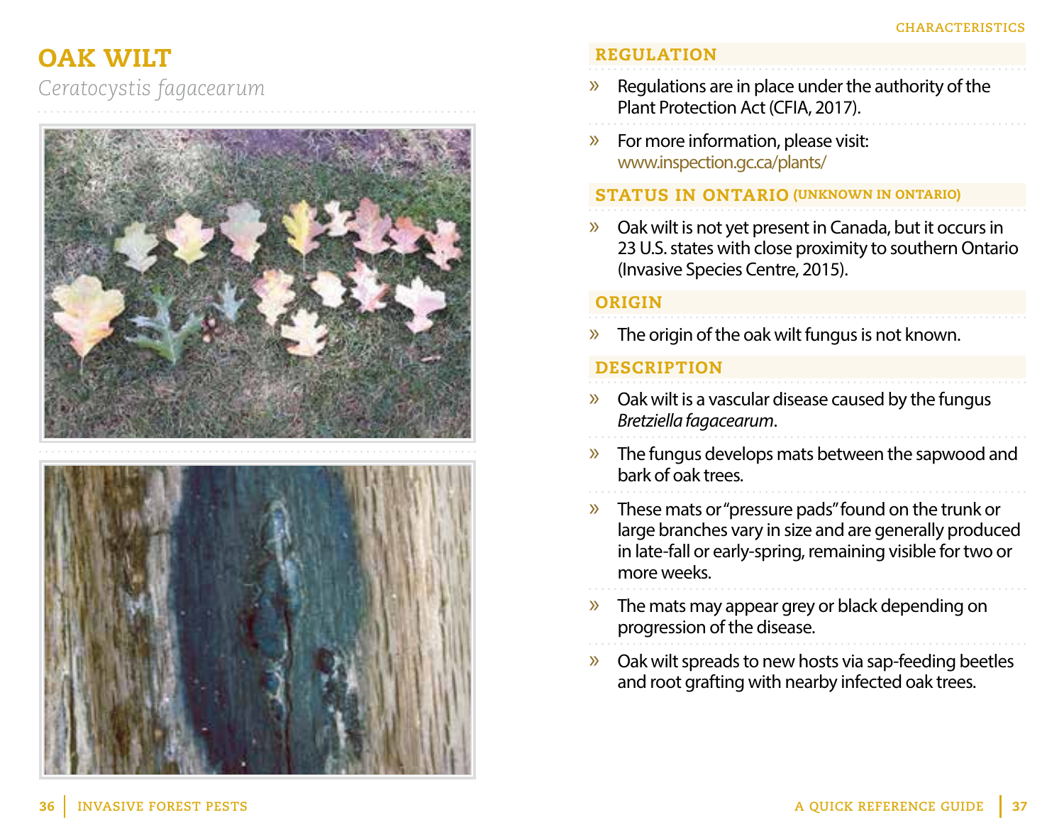# OAK WILT

*Ceratocystis fagacearum*

## REGULATION

» Regulations are in place under the authority of the Plant Protection Act (CFIA, 2017).

» For more information, please visit: www.inspection.gc.ca/plants/

## STATUS IN ONTARIO (UNKNOWN IN ONTARIO)

» Oak wilt is not yet present in Canada, but it occurs in 23 U.S. states with close proximity to southern Ontario (Invasive Species Centre, 2015).

## ORIGIN

» The origin of the oak wilt fungus is not known.

## DESCRIPTION

» Oak wilt is a vascular disease caused by the fungus *Bretziella fagacearum*.

» The fungus develops mats between the sapwood and bark of oak trees.

» These mats or "pressure pads" found on the trunk or large branches vary in size and are generally produced in late-fall or early-spring, remaining visible for two or more weeks.

» The mats may appear grey or black depending on progression of the disease.

» Oak wilt spreads to new hosts via sap-feeding beetles and root grafting with nearby infected oak trees.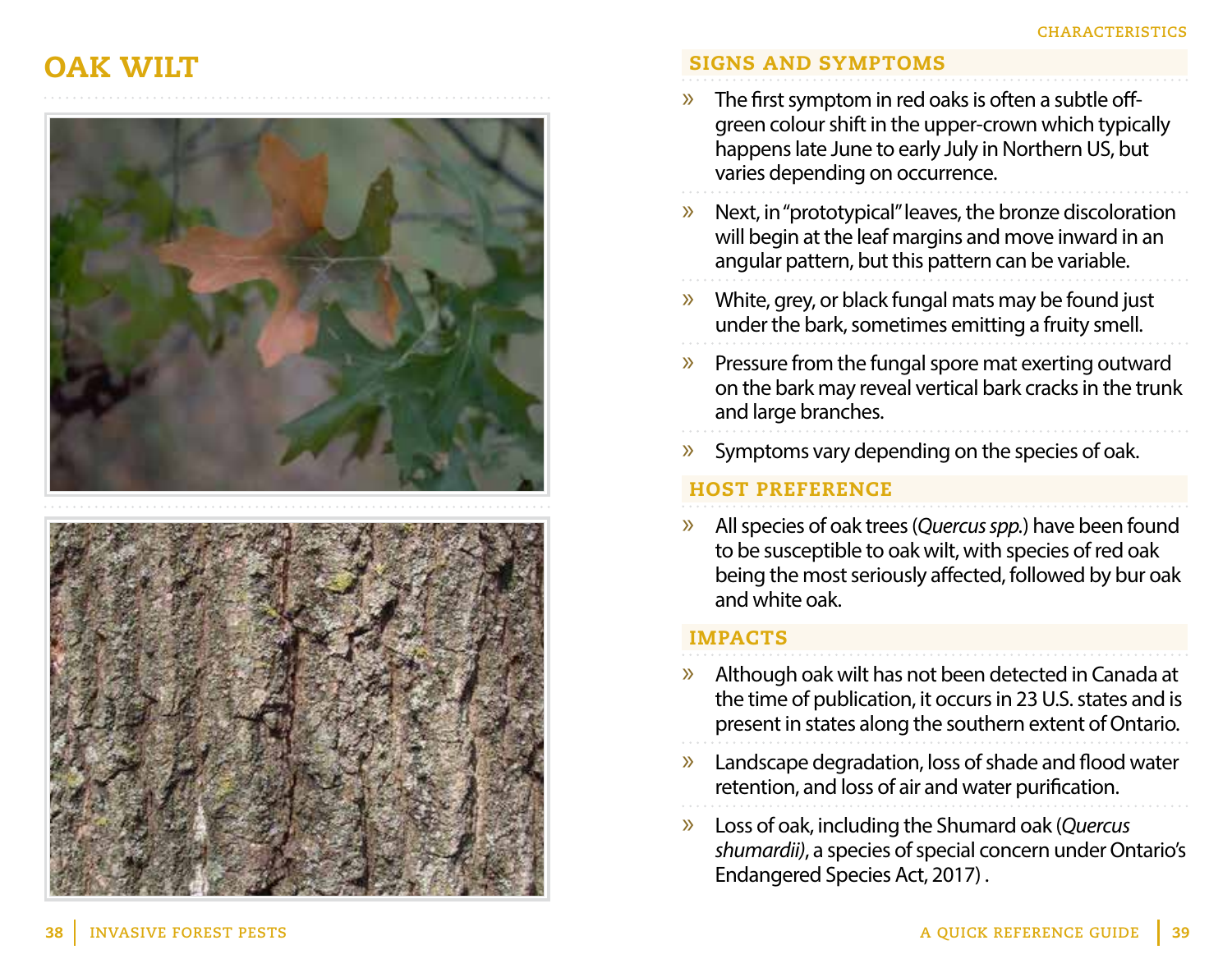# OAK WILT

## SIGNS AND SYMPTOMS

- The first symptom in red oaks is often a subtle off-green colour shift in the upper-crown which typically happens late June to early July in Northern US, but varies depending on occurrence.
- Next, in "prototypical" leaves, the bronze discoloration will begin at the leaf margins and move inward in an angular pattern, but this pattern can be variable.
- White, grey, or black fungal mats may be found just under the bark, sometimes emitting a fruity smell.
- Pressure from the fungal spore mat exerting outward on the bark may reveal vertical bark cracks in the trunk and large branches.
- Symptoms vary depending on the species of oak.

## HOST PREFERENCE

- All species of oak trees (*Quercus spp.*) have been found to be susceptible to oak wilt, with species of red oak being the most seriously affected, followed by bur oak and white oak.

## IMPACTS

- Although oak wilt has not been detected in Canada at the time of publication, it occurs in 23 U.S. states and is present in states along the southern extent of Ontario.
- Landscape degradation, loss of shade and flood water retention, and loss of air and water purification.
- Loss of oak, including the Shumard oak (*Quercus shumardii)*, a species of special concern under Ontario's Endangered Species Act, 2017) .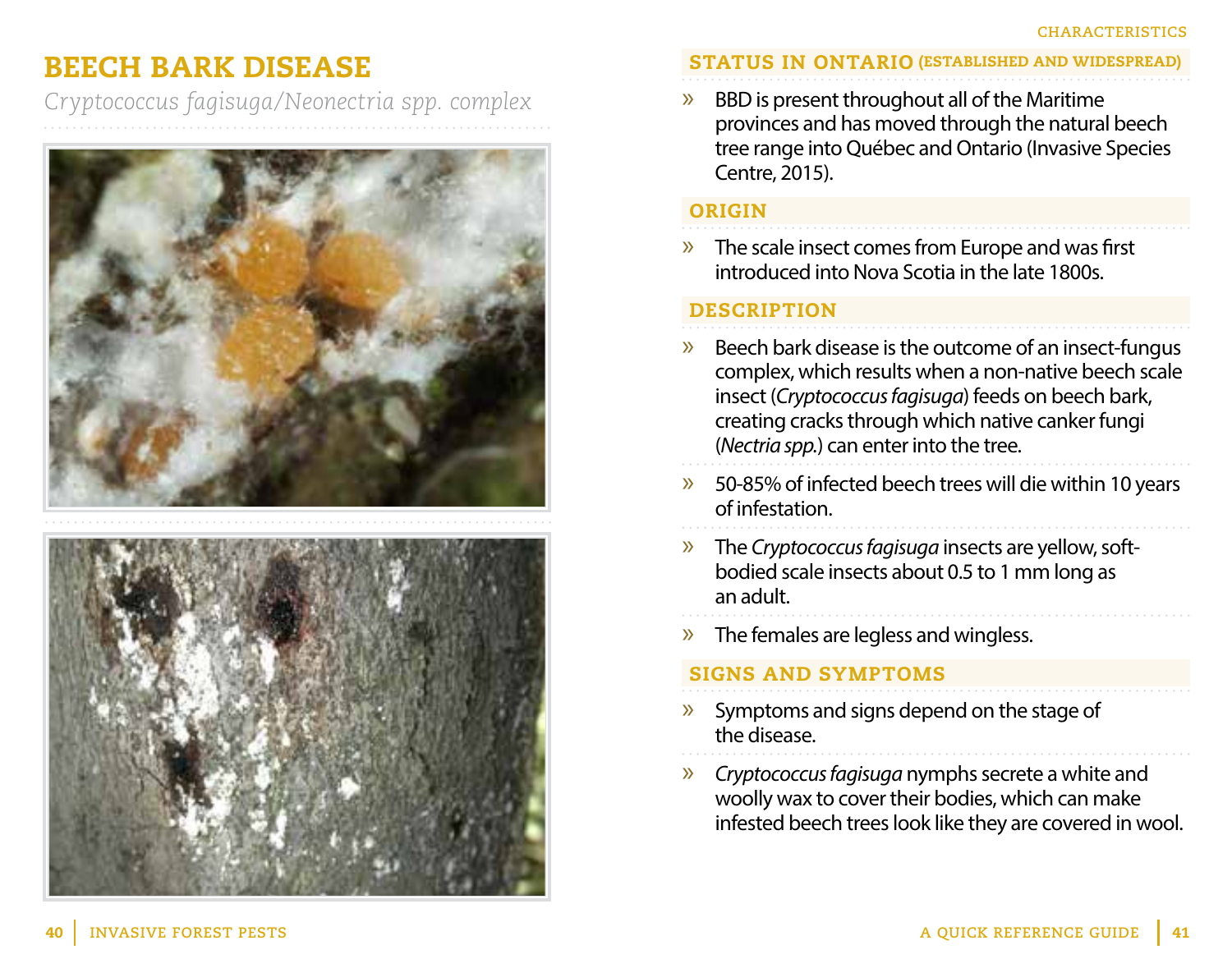# BEECH BARK DISEASE

*Cryptococcus fagisuga/Neonectria spp. complex*

CHARACTERISTICS

## STATUS IN ONTARIO (ESTABLISHED AND WIDESPREAD)

» BBD is present throughout all of the Maritime provinces and has moved through the natural beech tree range into Québec and Ontario (Invasive Species Centre, 2015).

## ORIGIN

» The scale insect comes from Europe and was first introduced into Nova Scotia in the late 1800s.

## DESCRIPTION

» Beech bark disease is the outcome of an insect-fungus complex, which results when a non-native beech scale insect (*Cryptococcus fagisuga*) feeds on beech bark, creating cracks through which native canker fungi (*Nectria spp.*) can enter into the tree.

» 50-85% of infected beech trees will die within 10 years of infestation.

» The *Cryptococcus fagisuga* insects are yellow, soft-bodied scale insects about 0.5 to 1 mm long as an adult.

» The females are legless and wingless.

## SIGNS AND SYMPTOMS

» Symptoms and signs depend on the stage of the disease.

» *Cryptococcus fagisuga* nymphs secrete a white and woolly wax to cover their bodies, which can make infested beech trees look like they are covered in wool.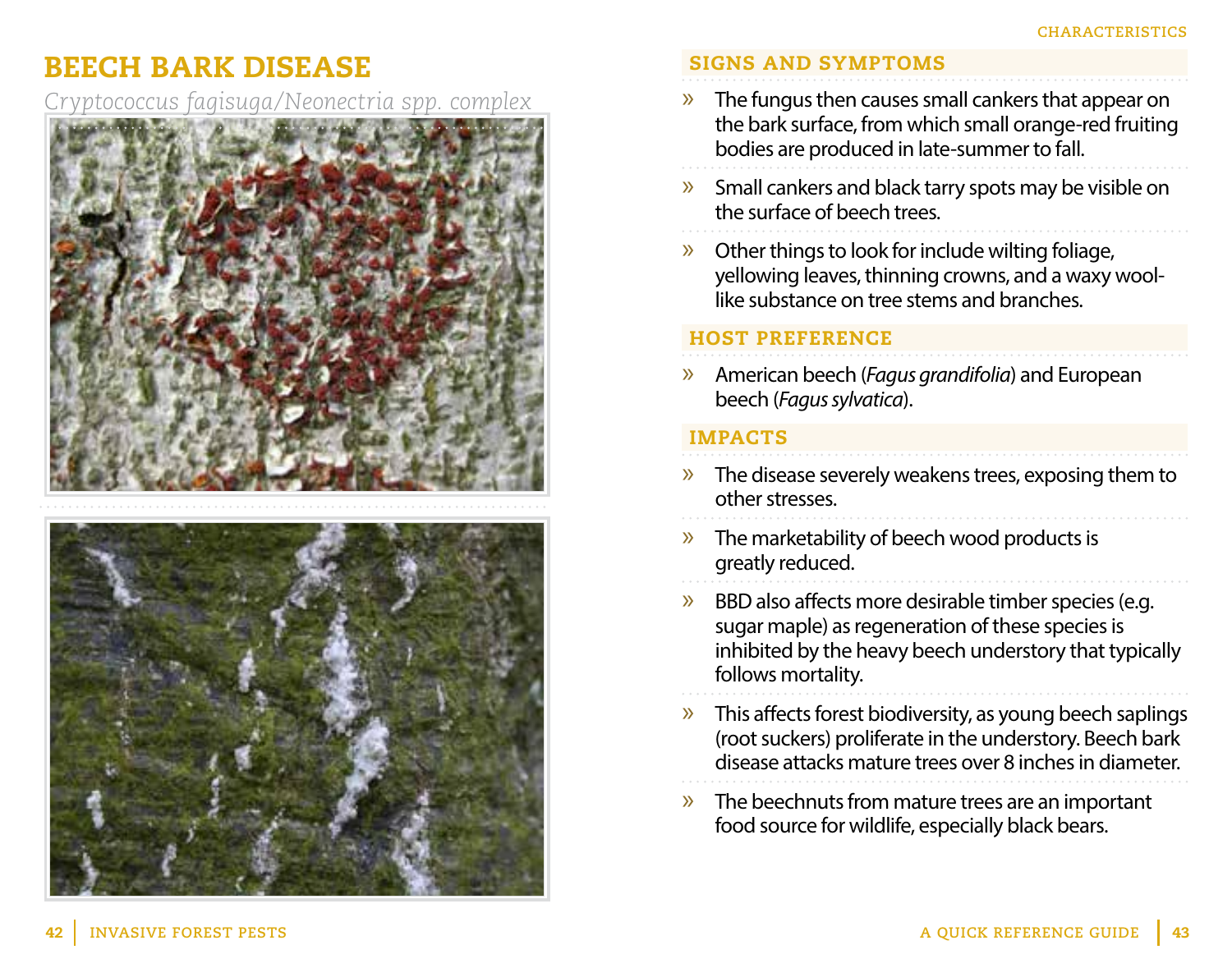# BEECH BARK DISEASE

*Cryptococcus fagisuga/Neonectria spp. complex*

## SIGNS AND SYMPTOMS

- The fungus then causes small cankers that appear on the bark surface, from which small orange-red fruiting bodies are produced in late-summer to fall.
- Small cankers and black tarry spots may be visible on the surface of beech trees.
- Other things to look for include wilting foliage, yellowing leaves, thinning crowns, and a waxy wool-like substance on tree stems and branches.

## HOST PREFERENCE

- American beech (*Fagus grandifolia*) and European beech (*Fagus sylvatica*).

## IMPACTS

- The disease severely weakens trees, exposing them to other stresses.
- The marketability of beech wood products is greatly reduced.
- BBD also affects more desirable timber species (e.g. sugar maple) as regeneration of these species is inhibited by the heavy beech understory that typically follows mortality.
- This affects forest biodiversity, as young beech saplings (root suckers) proliferate in the understory. Beech bark disease attacks mature trees over 8 inches in diameter.
- The beechnuts from mature trees are an important food source for wildlife, especially black bears.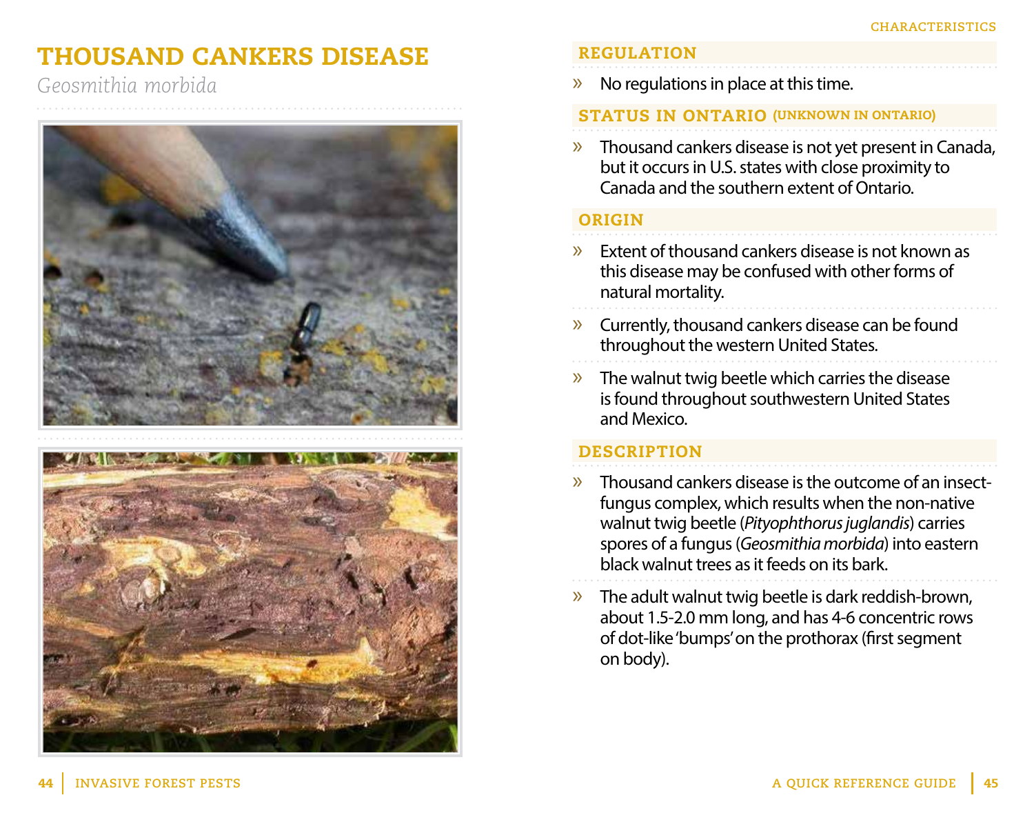# THOUSAND CANKERS DISEASE

*Geosmithia morbida*

## REGULATION

- No regulations in place at this time.

## STATUS IN ONTARIO (UNKNOWN IN ONTARIO)

- Thousand cankers disease is not yet present in Canada, but it occurs in U.S. states with close proximity to Canada and the southern extent of Ontario.

## ORIGIN

- Extent of thousand cankers disease is not known as this disease may be confused with other forms of natural mortality.
- Currently, thousand cankers disease can be found throughout the western United States.
- The walnut twig beetle which carries the disease is found throughout southwestern United States and Mexico.

## DESCRIPTION

- Thousand cankers disease is the outcome of an insect-fungus complex, which results when the non-native walnut twig beetle (*Pityophthorus juglandis*) carries spores of a fungus (*Geosmithia morbida*) into eastern black walnut trees as it feeds on its bark.
- The adult walnut twig beetle is dark reddish-brown, about 1.5-2.0 mm long, and has 4-6 concentric rows of dot-like 'bumps' on the prothorax (first segment on body).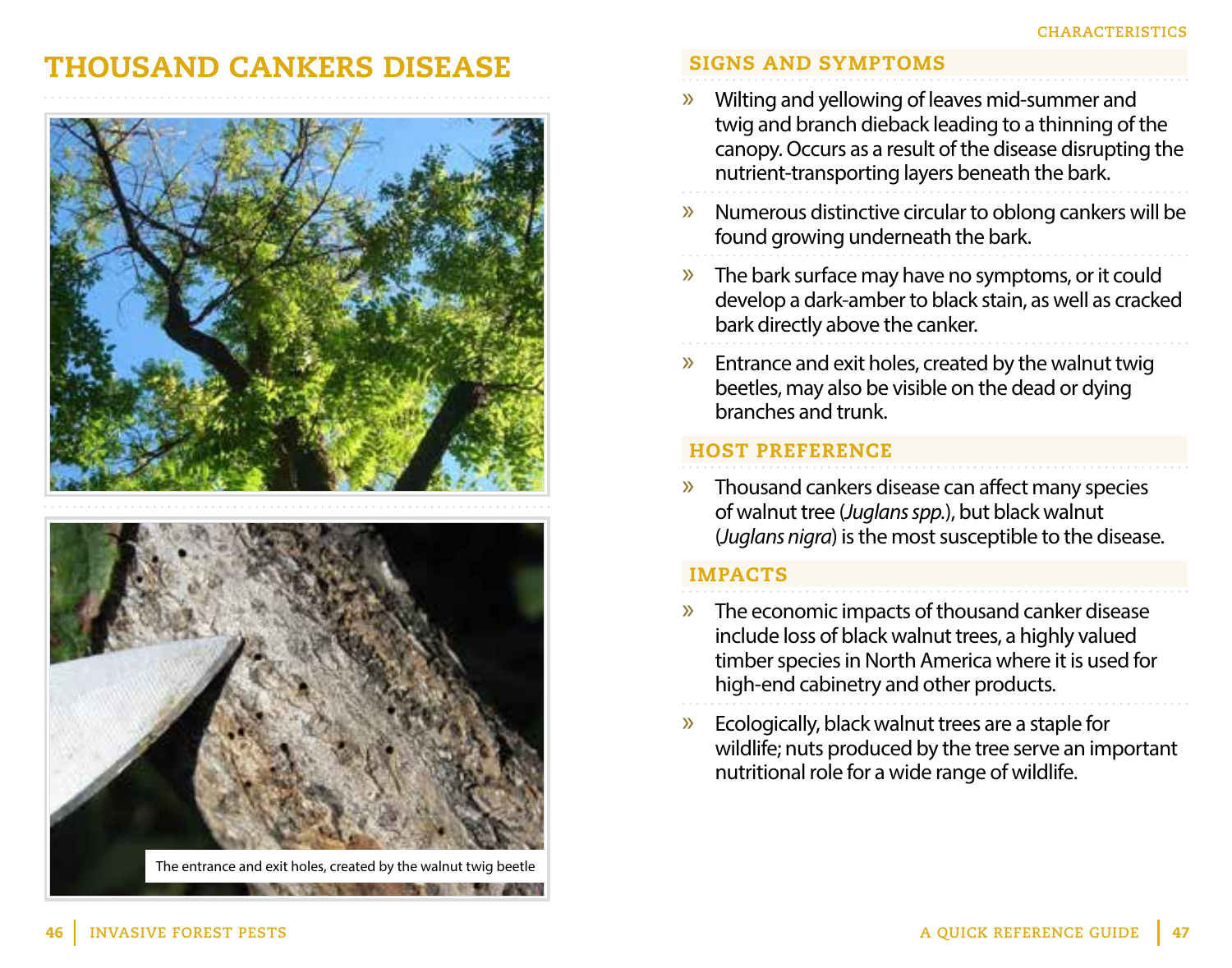# THOUSAND CANKERS DISEASE

The entrance and exit holes, created by the walnut twig beetle

CHARACTERISTICS

## SIGNS AND SYMPTOMS

- Wilting and yellowing of leaves mid-summer and twig and branch dieback leading to a thinning of the canopy. Occurs as a result of the disease disrupting the nutrient-transporting layers beneath the bark.
- Numerous distinctive circular to oblong cankers will be found growing underneath the bark.
- The bark surface may have no symptoms, or it could develop a dark-amber to black stain, as well as cracked bark directly above the canker.
- Entrance and exit holes, created by the walnut twig beetles, may also be visible on the dead or dying branches and trunk.

## HOST PREFERENCE

- Thousand cankers disease can affect many species of walnut tree (*Juglans spp.*), but black walnut (*Juglans nigra*) is the most susceptible to the disease.

## IMPACTS

- The economic impacts of thousand canker disease include loss of black walnut trees, a highly valued timber species in North America where it is used for high-end cabinetry and other products.
- Ecologically, black walnut trees are a staple for wildlife; nuts produced by the tree serve an important nutritional role for a wide range of wildlife.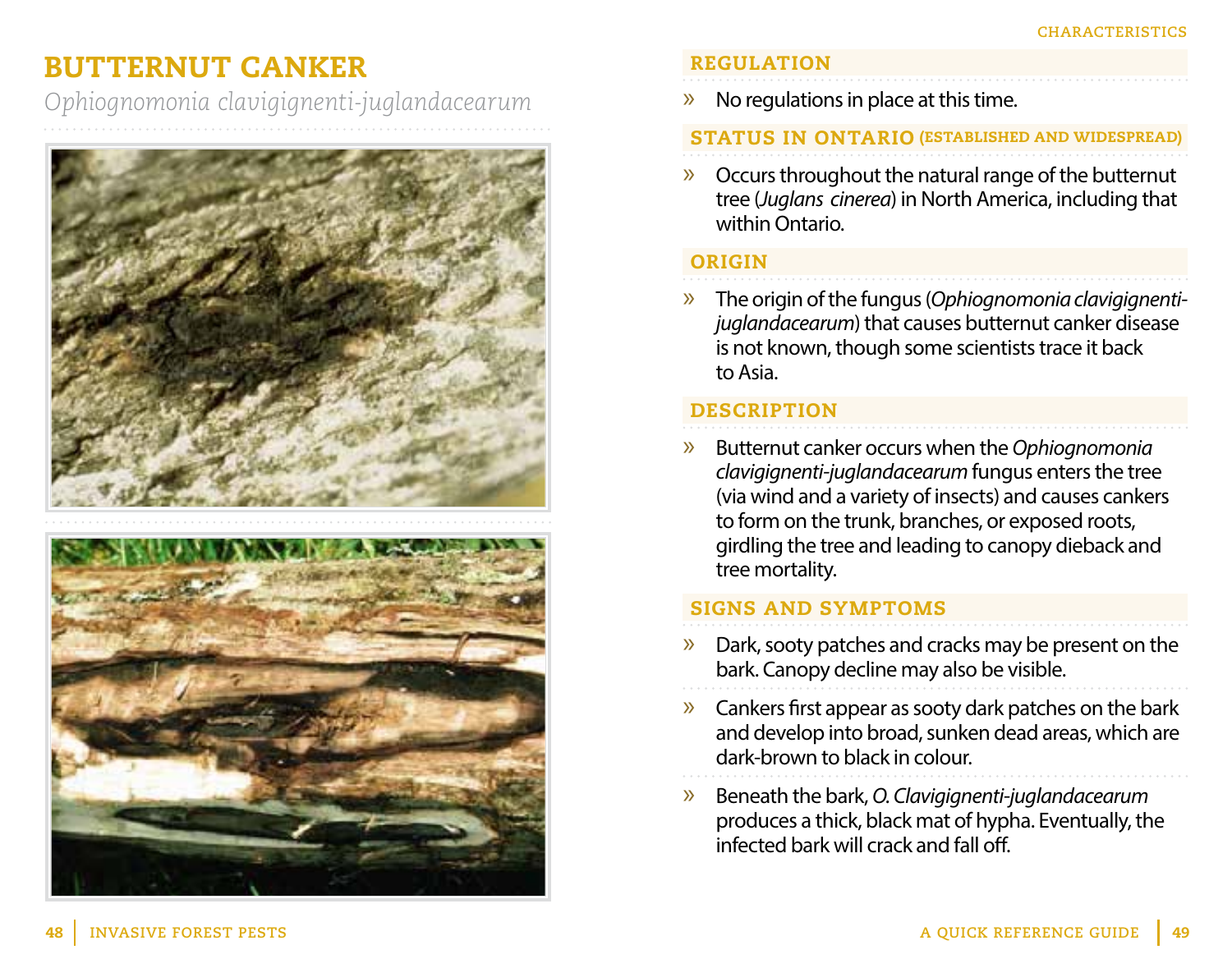# BUTTERNUT CANKER

*Ophiognomonia clavigignenti-juglandacearum*

## REGULATION

» No regulations in place at this time.

## STATUS IN ONTARIO (ESTABLISHED AND WIDESPREAD)

» Occurs throughout the natural range of the butternut tree (*Juglans cinerea*) in North America, including that within Ontario.

## ORIGIN

» The origin of the fungus (*Ophiognomonia clavigignenti-juglandacearum*) that causes butternut canker disease is not known, though some scientists trace it back to Asia.

## DESCRIPTION

» Butternut canker occurs when the *Ophiognomonia clavigignenti-juglandacearum* fungus enters the tree (via wind and a variety of insects) and causes cankers to form on the trunk, branches, or exposed roots, girdling the tree and leading to canopy dieback and tree mortality.

## SIGNS AND SYMPTOMS

» Dark, sooty patches and cracks may be present on the bark. Canopy decline may also be visible.

» Cankers first appear as sooty dark patches on the bark and develop into broad, sunken dead areas, which are dark-brown to black in colour.

» Beneath the bark, *O. Clavigignenti-juglandacearum* produces a thick, black mat of hypha. Eventually, the infected bark will crack and fall off.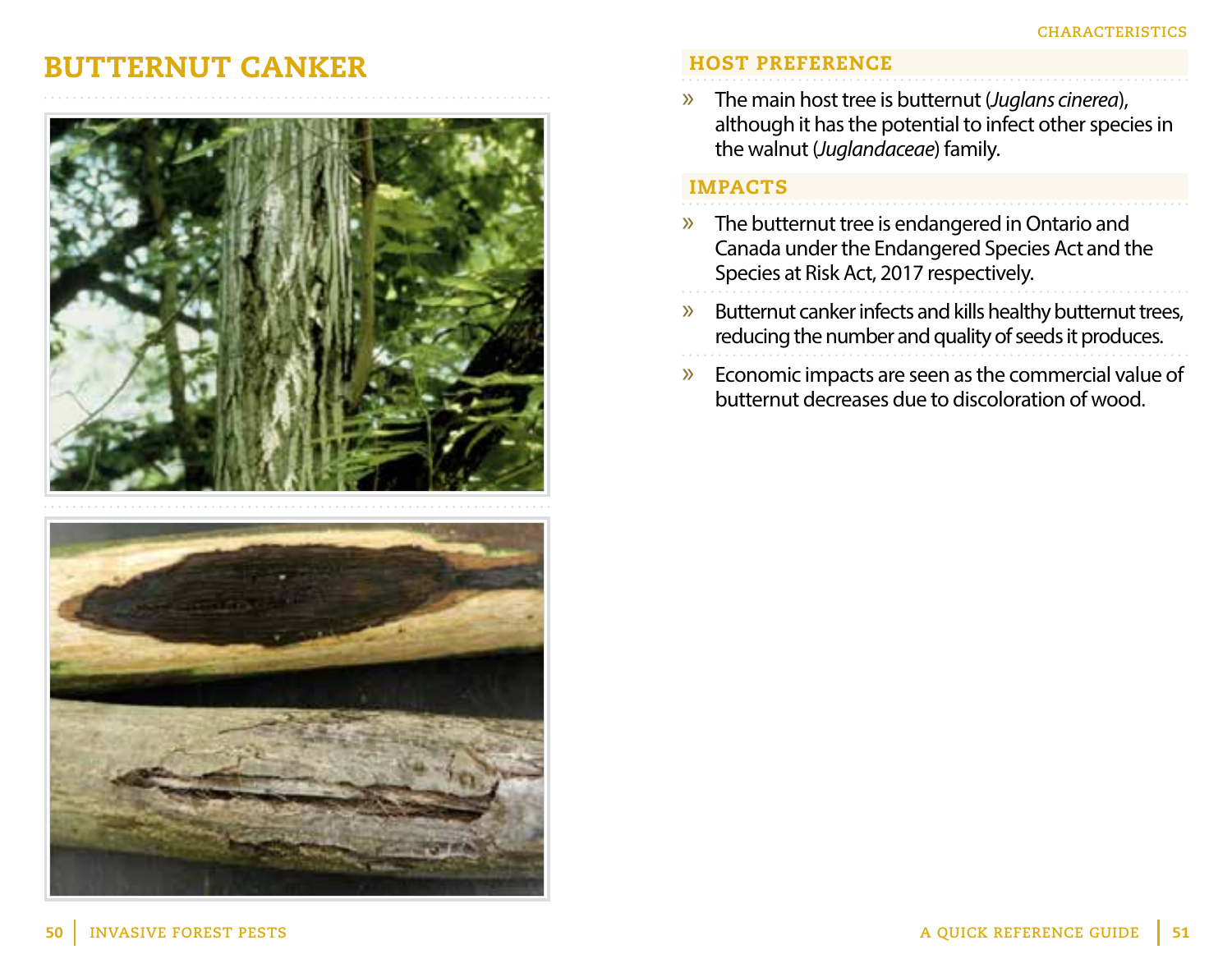# BUTTERNUT CANKER

CHARACTERISTICS

## HOST PREFERENCE

- The main host tree is butternut (*Juglans cinerea*), although it has the potential to infect other species in the walnut (*Juglandaceae*) family.

## IMPACTS

- The butternut tree is endangered in Ontario and Canada under the Endangered Species Act and the Species at Risk Act, 2017 respectively.
- Butternut canker infects and kills healthy butternut trees, reducing the number and quality of seeds it produces.
- Economic impacts are seen as the commercial value of butternut decreases due to discoloration of wood.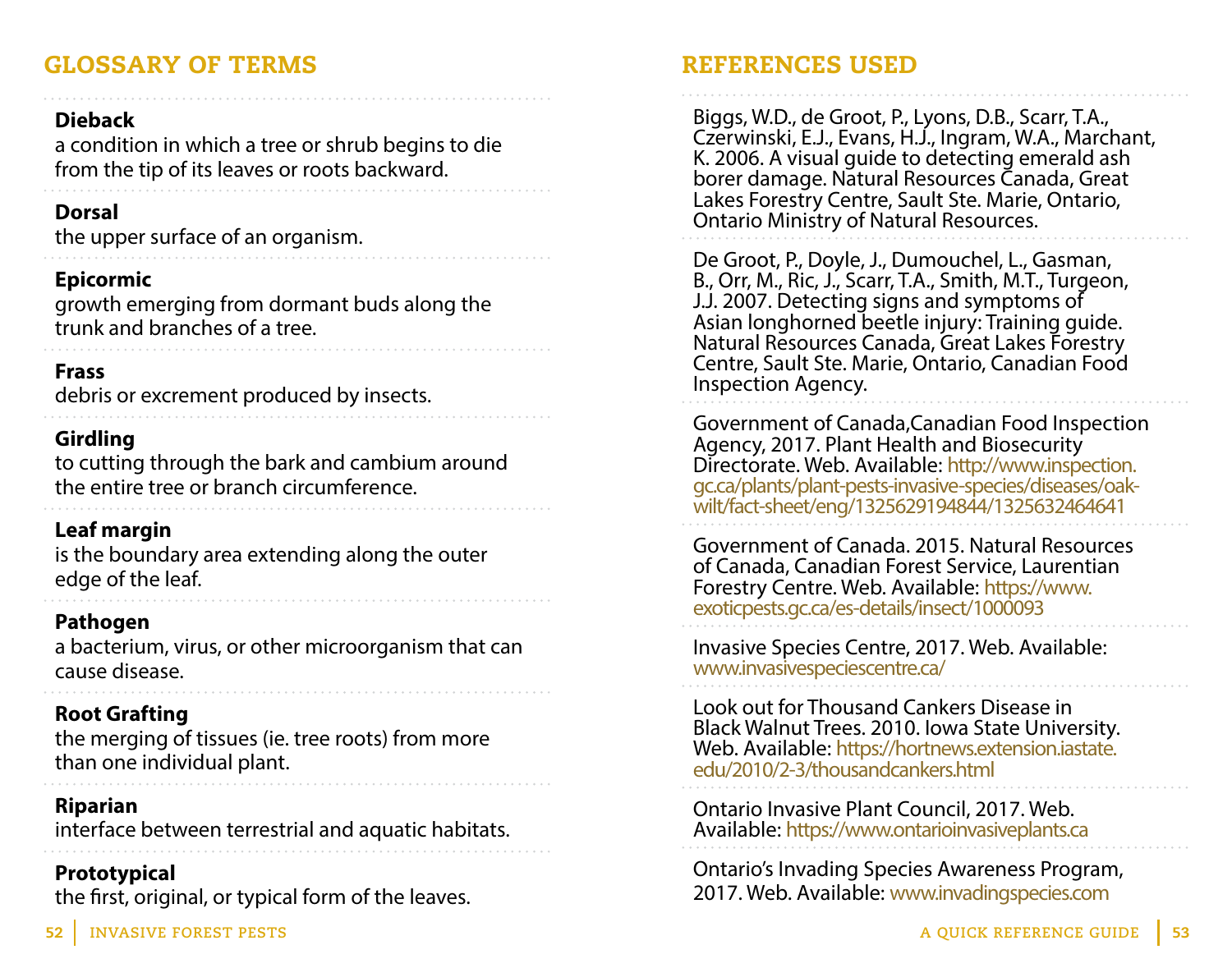## GLOSSARY OF TERMS

**Dieback**
a condition in which a tree or shrub begins to die from the tip of its leaves or roots backward.

**Dorsal**
the upper surface of an organism.

**Epicormic**
growth emerging from dormant buds along the trunk and branches of a tree.

**Frass**
debris or excrement produced by insects.

**Girdling**
to cutting through the bark and cambium around the entire tree or branch circumference.

**Leaf margin**
is the boundary area extending along the outer edge of the leaf.

**Pathogen**
a bacterium, virus, or other microorganism that can cause disease.

**Root Grafting**
the merging of tissues (ie. tree roots) from more than one individual plant.

**Riparian**
interface between terrestrial and aquatic habitats.

**Prototypical**
the first, original, or typical form of the leaves.

## REFERENCES USED

Biggs, W.D., de Groot, P., Lyons, D.B., Scarr, T.A., Czerwinski, E.J., Evans, H.J., Ingram, W.A., Marchant, K. 2006. A visual guide to detecting emerald ash borer damage. Natural Resources Canada, Great Lakes Forestry Centre, Sault Ste. Marie, Ontario, Ontario Ministry of Natural Resources.

De Groot, P., Doyle, J., Dumouchel, L., Gasman, B., Orr, M., Ric, J., Scarr, T.A., Smith, M.T., Turgeon, J.J. 2007. Detecting signs and symptoms of Asian longhorned beetle injury: Training guide. Natural Resources Canada, Great Lakes Forestry Centre, Sault Ste. Marie, Ontario, Canadian Food Inspection Agency.

Government of Canada,Canadian Food Inspection Agency, 2017. Plant Health and Biosecurity Directorate. Web. Available: http://www.inspection.gc.ca/plants/plant-pests-invasive-species/diseases/oak-wilt/fact-sheet/eng/1325629194844/1325632464641

Government of Canada. 2015. Natural Resources of Canada, Canadian Forest Service, Laurentian Forestry Centre. Web. Available: https://www.exoticpests.gc.ca/es-details/insect/1000093

Invasive Species Centre, 2017. Web. Available: www.invasivespeciescentre.ca/

Look out for Thousand Cankers Disease in Black Walnut Trees. 2010. Iowa State University. Web. Available: https://hortnews.extension.iastate.edu/2010/2-3/thousandcankers.html

Ontario Invasive Plant Council, 2017. Web. Available: https://www.ontarioinvasiveplants.ca

Ontario's Invading Species Awareness Program, 2017. Web. Available: www.invadingspecies.com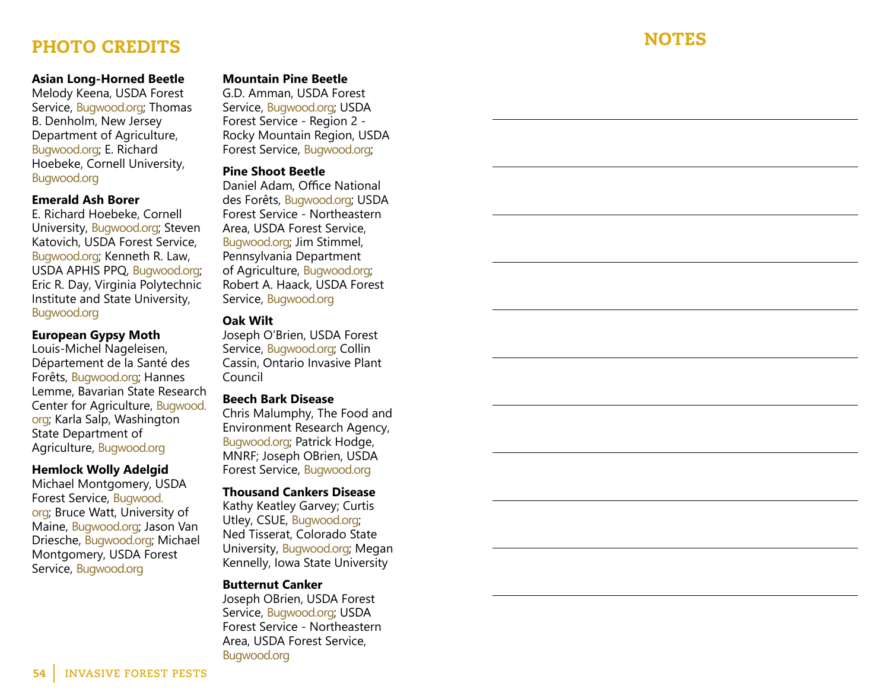## PHOTO CREDITS

**Asian Long-Horned Beetle**
Melody Keena, USDA Forest Service, Bugwood.org; Thomas B. Denholm, New Jersey Department of Agriculture, Bugwood.org; E. Richard Hoebeke, Cornell University, Bugwood.org

**Emerald Ash Borer**
E. Richard Hoebeke, Cornell University, Bugwood.org; Steven Katovich, USDA Forest Service, Bugwood.org; Kenneth R. Law, USDA APHIS PPQ, Bugwood.org; Eric R. Day, Virginia Polytechnic Institute and State University, Bugwood.org

**European Gypsy Moth**
Louis-Michel Nageleisen, Département de la Santé des Forêts, Bugwood.org; Hannes Lemme, Bavarian State Research Center for Agriculture, Bugwood.org; Karla Salp, Washington State Department of Agriculture, Bugwood.org

**Hemlock Wolly Adelgid**
Michael Montgomery, USDA Forest Service, Bugwood.org; Bruce Watt, University of Maine, Bugwood.org; Jason Van Driesche, Bugwood.org; Michael Montgomery, USDA Forest Service, Bugwood.org

**Mountain Pine Beetle**
G.D. Amman, USDA Forest Service, Bugwood.org; USDA Forest Service - Region 2 - Rocky Mountain Region, USDA Forest Service, Bugwood.org;

**Pine Shoot Beetle**
Daniel Adam, Office National des Forêts, Bugwood.org; USDA Forest Service - Northeastern Area, USDA Forest Service, Bugwood.org; Jim Stimmel, Pennsylvania Department of Agriculture, Bugwood.org; Robert A. Haack, USDA Forest Service, Bugwood.org

**Oak Wilt**
Joseph O'Brien, USDA Forest Service, Bugwood.org; Collin Cassin, Ontario Invasive Plant Council

**Beech Bark Disease**
Chris Malumphy, The Food and Environment Research Agency, Bugwood.org; Patrick Hodge, MNRF; Joseph OBrien, USDA Forest Service, Bugwood.org

**Thousand Cankers Disease**
Kathy Keatley Garvey; Curtis Utley, CSUE, Bugwood.org; Ned Tisserat, Colorado State University, Bugwood.org; Megan Kennelly, Iowa State University

**Butternut Canker**
Joseph OBrien, USDA Forest Service, Bugwood.org; USDA Forest Service - Northeastern Area, USDA Forest Service, Bugwood.org

## NOTES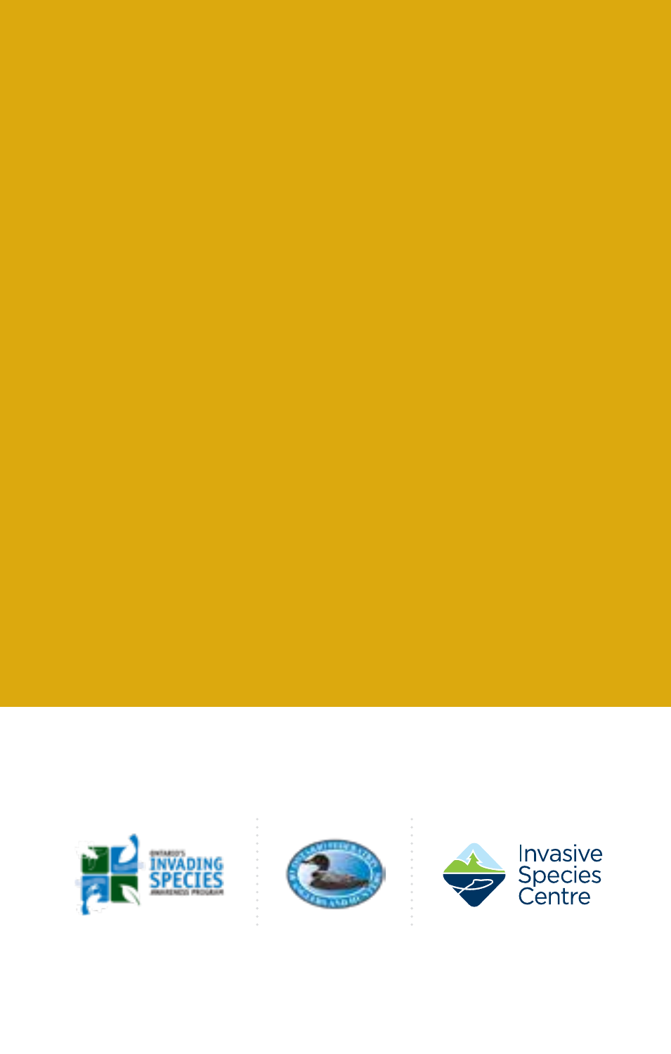ONTARIO'S INVADING SPECIES AWARENESS PROGRAM

ONTARIO FEDERATION OF ANGLERS AND HUNTERS

Invasive Species Centre